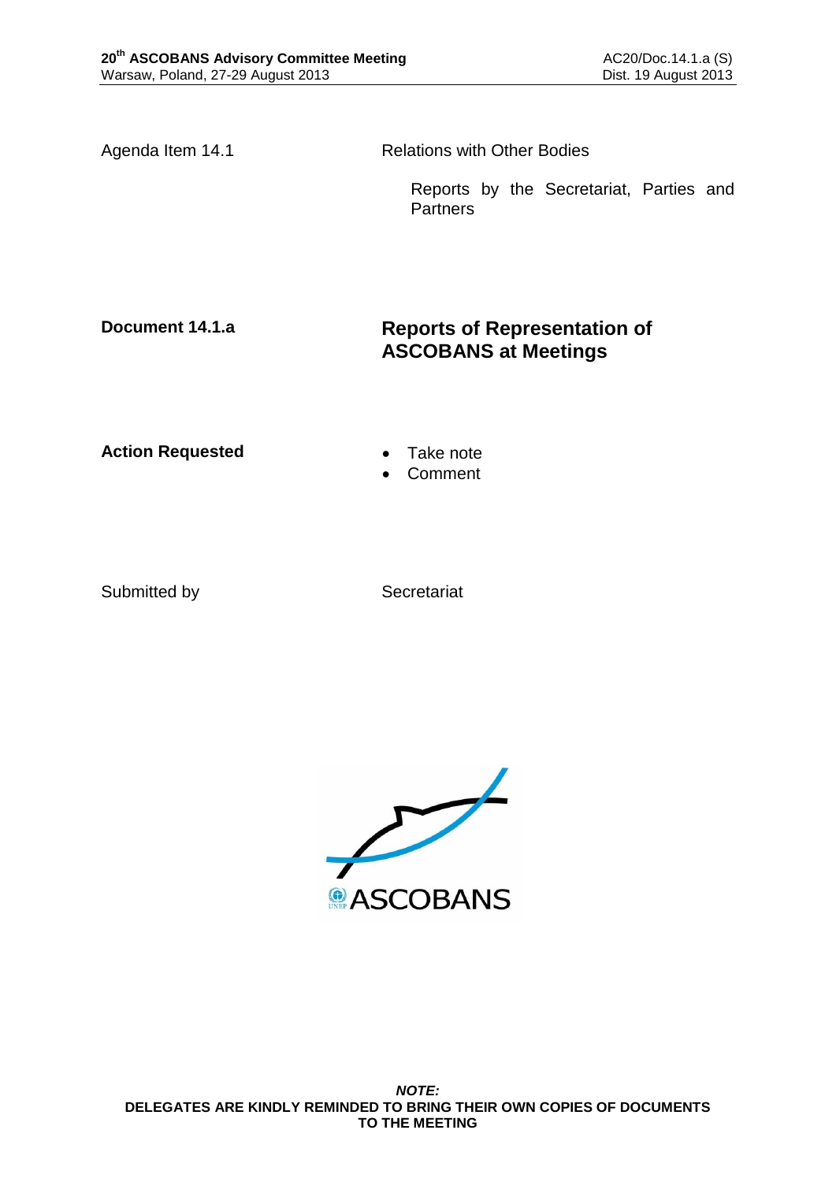Agenda Item 14.1 — Relations with Other Bodies

Reports by the Secretariat, Parties and Partners

**Document 14.1.a**

# Reports of Representation of ASCOBANS at Meetings

**Action Requested**

- Take note
- Comment

Submitted by — Secretariat

***NOTE:***
**DELEGATES ARE KINDLY REMINDED TO BRING THEIR OWN COPIES OF DOCUMENTS TO THE MEETING**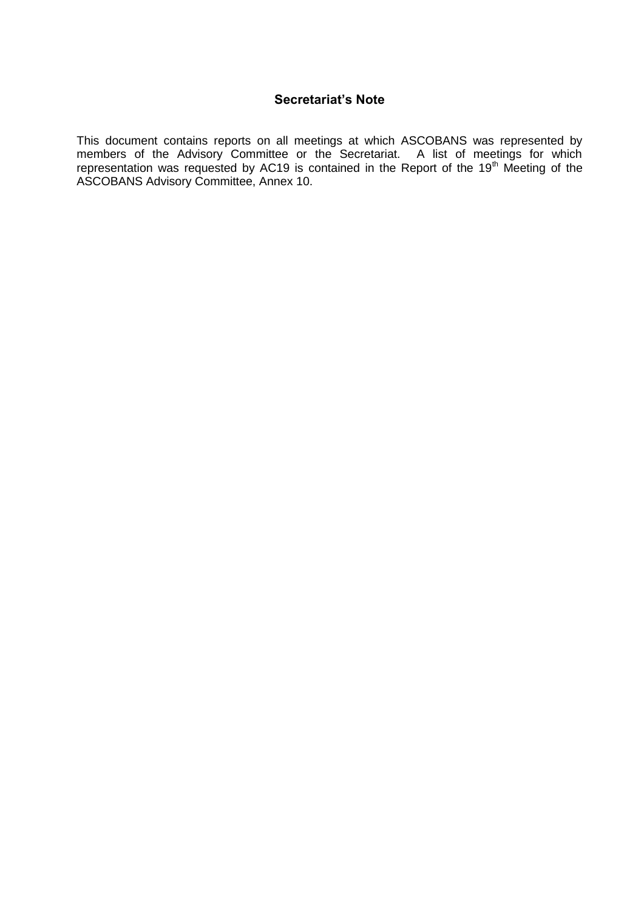## Secretariat's Note

This document contains reports on all meetings at which ASCOBANS was represented by members of the Advisory Committee or the Secretariat. A list of meetings for which representation was requested by AC19 is contained in the Report of the 19th Meeting of the ASCOBANS Advisory Committee, Annex 10.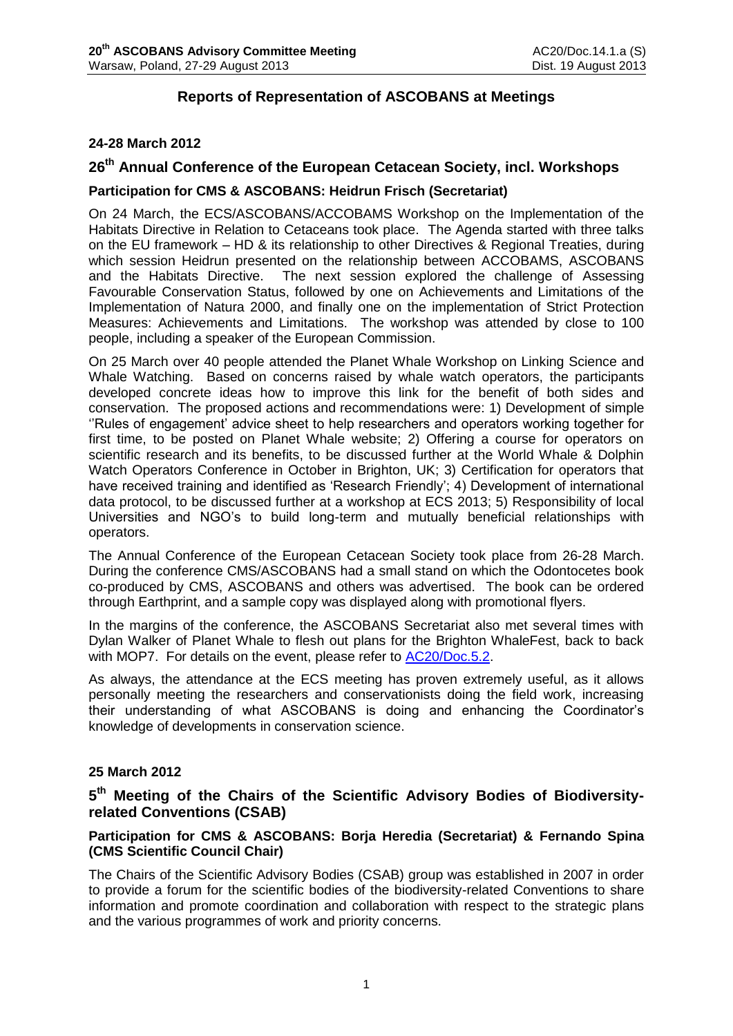# Reports of Representation of ASCOBANS at Meetings

**24-28 March 2012**

## 26th Annual Conference of the European Cetacean Society, incl. Workshops

### Participation for CMS & ASCOBANS: Heidrun Frisch (Secretariat)

On 24 March, the ECS/ASCOBANS/ACCOBAMS Workshop on the Implementation of the Habitats Directive in Relation to Cetaceans took place. The Agenda started with three talks on the EU framework – HD & its relationship to other Directives & Regional Treaties, during which session Heidrun presented on the relationship between ACCOBAMS, ASCOBANS and the Habitats Directive. The next session explored the challenge of Assessing Favourable Conservation Status, followed by one on Achievements and Limitations of the Implementation of Natura 2000, and finally one on the implementation of Strict Protection Measures: Achievements and Limitations. The workshop was attended by close to 100 people, including a speaker of the European Commission.

On 25 March over 40 people attended the Planet Whale Workshop on Linking Science and Whale Watching. Based on concerns raised by whale watch operators, the participants developed concrete ideas how to improve this link for the benefit of both sides and conservation. The proposed actions and recommendations were: 1) Development of simple ''Rules of engagement' advice sheet to help researchers and operators working together for first time, to be posted on Planet Whale website; 2) Offering a course for operators on scientific research and its benefits, to be discussed further at the World Whale & Dolphin Watch Operators Conference in October in Brighton, UK; 3) Certification for operators that have received training and identified as 'Research Friendly'; 4) Development of international data protocol, to be discussed further at a workshop at ECS 2013; 5) Responsibility of local Universities and NGO's to build long-term and mutually beneficial relationships with operators.

The Annual Conference of the European Cetacean Society took place from 26-28 March. During the conference CMS/ASCOBANS had a small stand on which the Odontocetes book co-produced by CMS, ASCOBANS and others was advertised. The book can be ordered through Earthprint, and a sample copy was displayed along with promotional flyers.

In the margins of the conference, the ASCOBANS Secretariat also met several times with Dylan Walker of Planet Whale to flesh out plans for the Brighton WhaleFest, back to back with MOP7. For details on the event, please refer to AC20/Doc.5.2.

As always, the attendance at the ECS meeting has proven extremely useful, as it allows personally meeting the researchers and conservationists doing the field work, increasing their understanding of what ASCOBANS is doing and enhancing the Coordinator's knowledge of developments in conservation science.

**25 March 2012**

## 5th Meeting of the Chairs of the Scientific Advisory Bodies of Biodiversity-related Conventions (CSAB)

### Participation for CMS & ASCOBANS: Borja Heredia (Secretariat) & Fernando Spina (CMS Scientific Council Chair)

The Chairs of the Scientific Advisory Bodies (CSAB) group was established in 2007 in order to provide a forum for the scientific bodies of the biodiversity-related Conventions to share information and promote coordination and collaboration with respect to the strategic plans and the various programmes of work and priority concerns.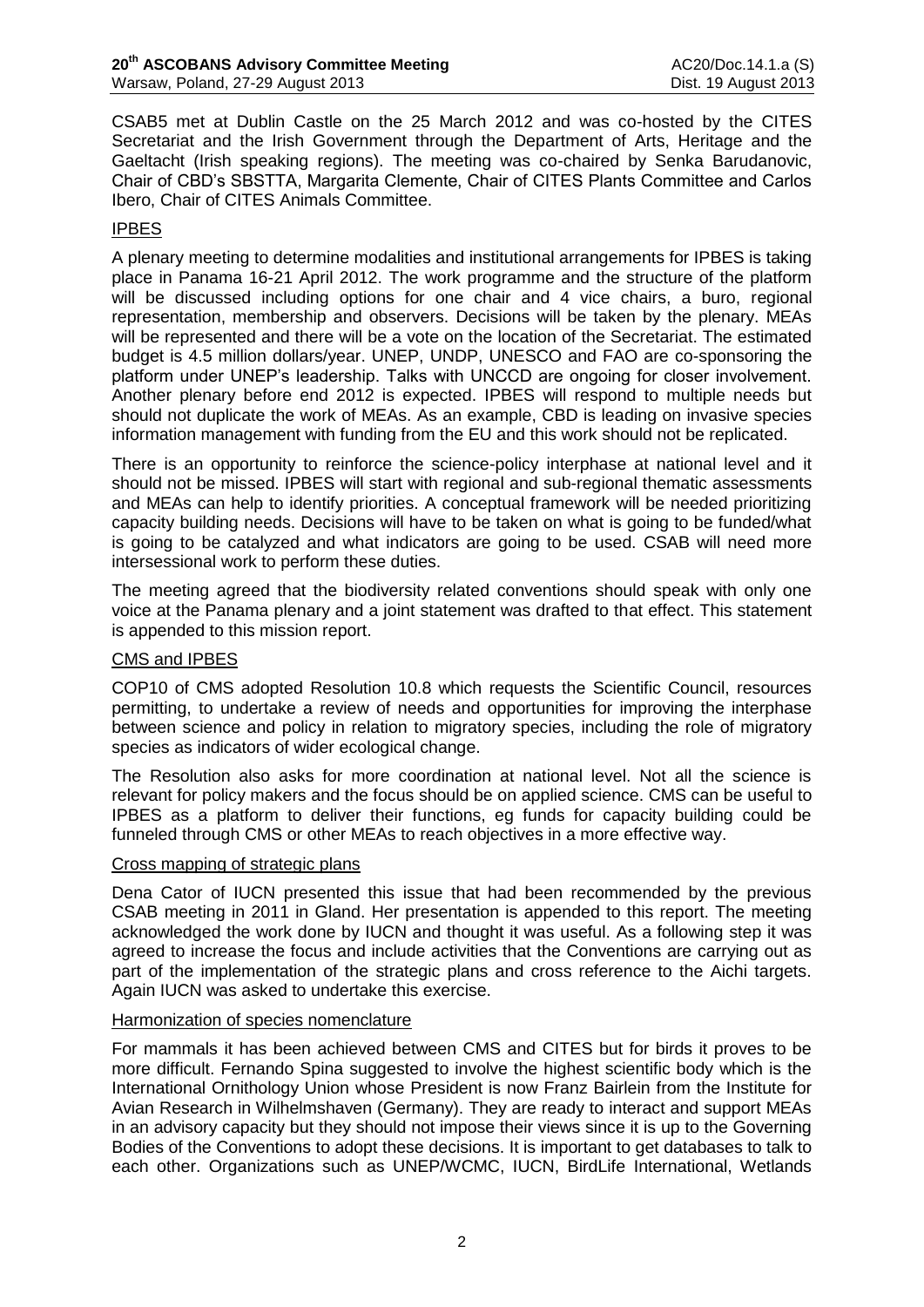CSAB5 met at Dublin Castle on the 25 March 2012 and was co-hosted by the CITES Secretariat and the Irish Government through the Department of Arts, Heritage and the Gaeltacht (Irish speaking regions). The meeting was co-chaired by Senka Barudanovic, Chair of CBD's SBSTTA, Margarita Clemente, Chair of CITES Plants Committee and Carlos Ibero, Chair of CITES Animals Committee.

### IPBES

A plenary meeting to determine modalities and institutional arrangements for IPBES is taking place in Panama 16-21 April 2012. The work programme and the structure of the platform will be discussed including options for one chair and 4 vice chairs, a buro, regional representation, membership and observers. Decisions will be taken by the plenary. MEAs will be represented and there will be a vote on the location of the Secretariat. The estimated budget is 4.5 million dollars/year. UNEP, UNDP, UNESCO and FAO are co-sponsoring the platform under UNEP's leadership. Talks with UNCCD are ongoing for closer involvement. Another plenary before end 2012 is expected. IPBES will respond to multiple needs but should not duplicate the work of MEAs. As an example, CBD is leading on invasive species information management with funding from the EU and this work should not be replicated.

There is an opportunity to reinforce the science-policy interphase at national level and it should not be missed. IPBES will start with regional and sub-regional thematic assessments and MEAs can help to identify priorities. A conceptual framework will be needed prioritizing capacity building needs. Decisions will have to be taken on what is going to be funded/what is going to be catalyzed and what indicators are going to be used. CSAB will need more intersessional work to perform these duties.

The meeting agreed that the biodiversity related conventions should speak with only one voice at the Panama plenary and a joint statement was drafted to that effect. This statement is appended to this mission report.

### CMS and IPBES

COP10 of CMS adopted Resolution 10.8 which requests the Scientific Council, resources permitting, to undertake a review of needs and opportunities for improving the interphase between science and policy in relation to migratory species, including the role of migratory species as indicators of wider ecological change.

The Resolution also asks for more coordination at national level. Not all the science is relevant for policy makers and the focus should be on applied science. CMS can be useful to IPBES as a platform to deliver their functions, eg funds for capacity building could be funneled through CMS or other MEAs to reach objectives in a more effective way.

### Cross mapping of strategic plans

Dena Cator of IUCN presented this issue that had been recommended by the previous CSAB meeting in 2011 in Gland. Her presentation is appended to this report. The meeting acknowledged the work done by IUCN and thought it was useful. As a following step it was agreed to increase the focus and include activities that the Conventions are carrying out as part of the implementation of the strategic plans and cross reference to the Aichi targets. Again IUCN was asked to undertake this exercise.

### Harmonization of species nomenclature

For mammals it has been achieved between CMS and CITES but for birds it proves to be more difficult. Fernando Spina suggested to involve the highest scientific body which is the International Ornithology Union whose President is now Franz Bairlein from the Institute for Avian Research in Wilhelmshaven (Germany). They are ready to interact and support MEAs in an advisory capacity but they should not impose their views since it is up to the Governing Bodies of the Conventions to adopt these decisions. It is important to get databases to talk to each other. Organizations such as UNEP/WCMC, IUCN, BirdLife International, Wetlands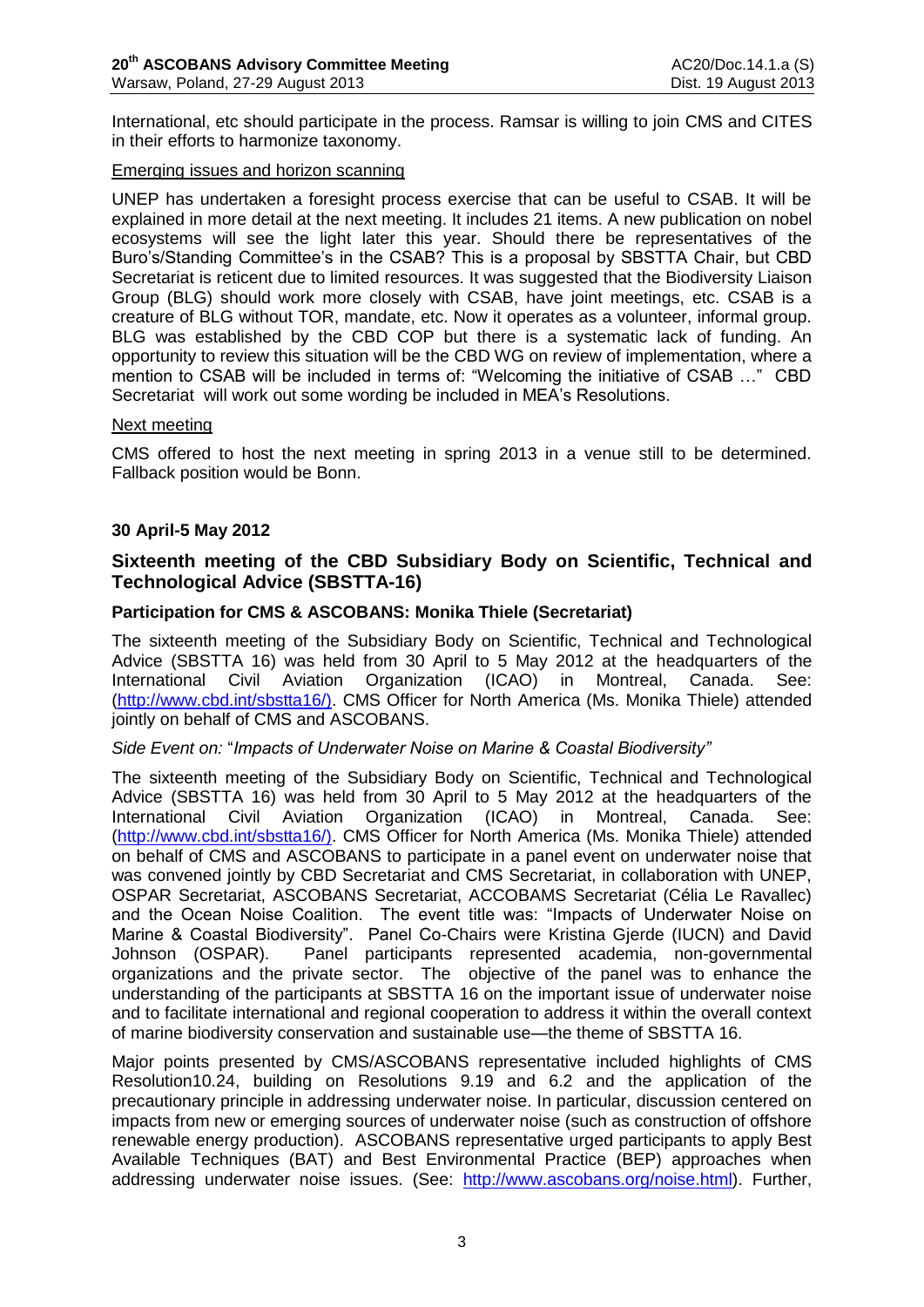International, etc should participate in the process. Ramsar is willing to join CMS and CITES in their efforts to harmonize taxonomy.

Emerging issues and horizon scanning

UNEP has undertaken a foresight process exercise that can be useful to CSAB. It will be explained in more detail at the next meeting. It includes 21 items. A new publication on nobel ecosystems will see the light later this year. Should there be representatives of the Buro's/Standing Committee's in the CSAB? This is a proposal by SBSTTA Chair, but CBD Secretariat is reticent due to limited resources. It was suggested that the Biodiversity Liaison Group (BLG) should work more closely with CSAB, have joint meetings, etc. CSAB is a creature of BLG without TOR, mandate, etc. Now it operates as a volunteer, informal group. BLG was established by the CBD COP but there is a systematic lack of funding. An opportunity to review this situation will be the CBD WG on review of implementation, where a mention to CSAB will be included in terms of: "Welcoming the initiative of CSAB …" CBD Secretariat will work out some wording be included in MEA's Resolutions.

Next meeting

CMS offered to host the next meeting in spring 2013 in a venue still to be determined. Fallback position would be Bonn.

**30 April-5 May 2012**

## Sixteenth meeting of the CBD Subsidiary Body on Scientific, Technical and Technological Advice (SBSTTA-16)

### Participation for CMS & ASCOBANS: Monika Thiele (Secretariat)

The sixteenth meeting of the Subsidiary Body on Scientific, Technical and Technological Advice (SBSTTA 16) was held from 30 April to 5 May 2012 at the headquarters of the International Civil Aviation Organization (ICAO) in Montreal, Canada. See: (http://www.cbd.int/sbstta16/). CMS Officer for North America (Ms. Monika Thiele) attended jointly on behalf of CMS and ASCOBANS.

*Side Event on:* "*Impacts of Underwater Noise on Marine & Coastal Biodiversity"*

The sixteenth meeting of the Subsidiary Body on Scientific, Technical and Technological Advice (SBSTTA 16) was held from 30 April to 5 May 2012 at the headquarters of the International Civil Aviation Organization (ICAO) in Montreal, Canada. See: (http://www.cbd.int/sbstta16/). CMS Officer for North America (Ms. Monika Thiele) attended on behalf of CMS and ASCOBANS to participate in a panel event on underwater noise that was convened jointly by CBD Secretariat and CMS Secretariat, in collaboration with UNEP, OSPAR Secretariat, ASCOBANS Secretariat, ACCOBAMS Secretariat (Célia Le Ravallec) and the Ocean Noise Coalition. The event title was: "Impacts of Underwater Noise on Marine & Coastal Biodiversity". Panel Co-Chairs were Kristina Gjerde (IUCN) and David Johnson (OSPAR). Panel participants represented academia, non-governmental organizations and the private sector. The objective of the panel was to enhance the understanding of the participants at SBSTTA 16 on the important issue of underwater noise and to facilitate international and regional cooperation to address it within the overall context of marine biodiversity conservation and sustainable use—the theme of SBSTTA 16.

Major points presented by CMS/ASCOBANS representative included highlights of CMS Resolution10.24, building on Resolutions 9.19 and 6.2 and the application of the precautionary principle in addressing underwater noise. In particular, discussion centered on impacts from new or emerging sources of underwater noise (such as construction of offshore renewable energy production). ASCOBANS representative urged participants to apply Best Available Techniques (BAT) and Best Environmental Practice (BEP) approaches when addressing underwater noise issues. (See: http://www.ascobans.org/noise.html). Further,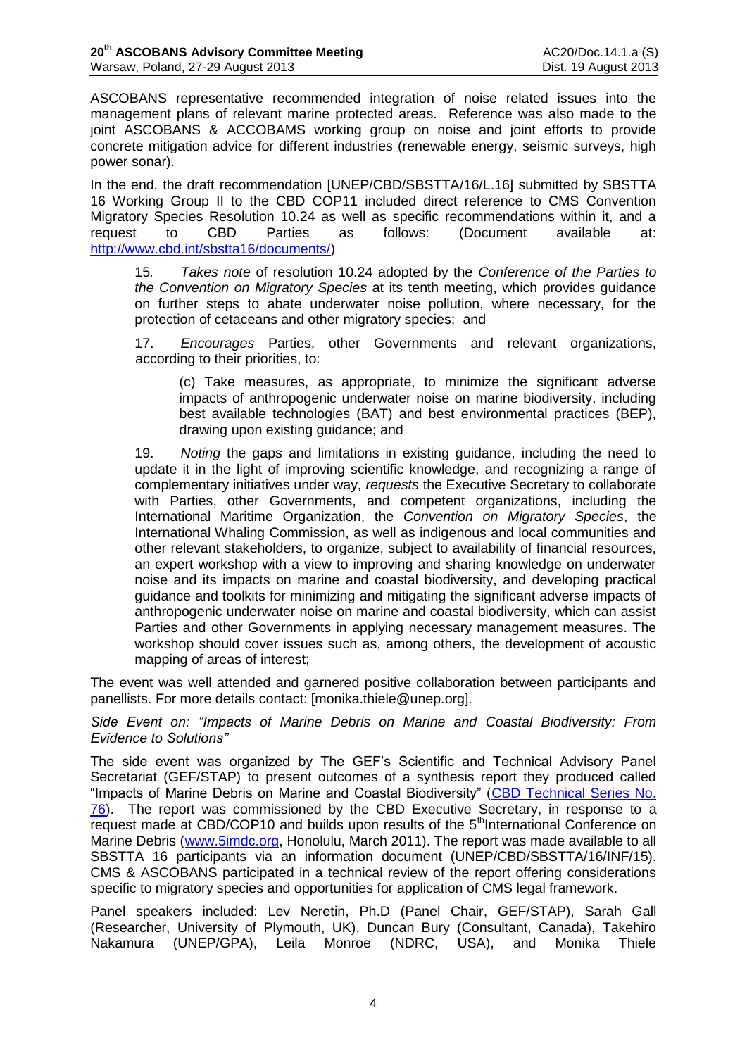ASCOBANS representative recommended integration of noise related issues into the management plans of relevant marine protected areas. Reference was also made to the joint ASCOBANS & ACCOBAMS working group on noise and joint efforts to provide concrete mitigation advice for different industries (renewable energy, seismic surveys, high power sonar).

In the end, the draft recommendation [UNEP/CBD/SBSTTA/16/L.16] submitted by SBSTTA 16 Working Group II to the CBD COP11 included direct reference to CMS Convention Migratory Species Resolution 10.24 as well as specific recommendations within it, and a request to CBD Parties as follows: (Document available at: http://www.cbd.int/sbstta16/documents/)

> 15. *Takes note* of resolution 10.24 adopted by the *Conference of the Parties to the Convention on Migratory Species* at its tenth meeting, which provides guidance on further steps to abate underwater noise pollution, where necessary, for the protection of cetaceans and other migratory species; and
>
> 17. *Encourages* Parties, other Governments and relevant organizations, according to their priorities, to:
>
> > (c) Take measures, as appropriate, to minimize the significant adverse impacts of anthropogenic underwater noise on marine biodiversity, including best available technologies (BAT) and best environmental practices (BEP), drawing upon existing guidance; and
>
> 19. *Noting* the gaps and limitations in existing guidance, including the need to update it in the light of improving scientific knowledge, and recognizing a range of complementary initiatives under way, *requests* the Executive Secretary to collaborate with Parties, other Governments, and competent organizations, including the International Maritime Organization, the *Convention on Migratory Species*, the International Whaling Commission, as well as indigenous and local communities and other relevant stakeholders, to organize, subject to availability of financial resources, an expert workshop with a view to improving and sharing knowledge on underwater noise and its impacts on marine and coastal biodiversity, and developing practical guidance and toolkits for minimizing and mitigating the significant adverse impacts of anthropogenic underwater noise on marine and coastal biodiversity, which can assist Parties and other Governments in applying necessary management measures. The workshop should cover issues such as, among others, the development of acoustic mapping of areas of interest;

The event was well attended and garnered positive collaboration between participants and panellists. For more details contact: [monika.thiele@unep.org].

*Side Event on: "Impacts of Marine Debris on Marine and Coastal Biodiversity: From Evidence to Solutions"*

The side event was organized by The GEF's Scientific and Technical Advisory Panel Secretariat (GEF/STAP) to present outcomes of a synthesis report they produced called "Impacts of Marine Debris on Marine and Coastal Biodiversity" (CBD Technical Series No. 76). The report was commissioned by the CBD Executive Secretary, in response to a request made at CBD/COP10 and builds upon results of the 5th International Conference on Marine Debris (www.5imdc.org, Honolulu, March 2011). The report was made available to all SBSTTA 16 participants via an information document (UNEP/CBD/SBSTTA/16/INF/15). CMS & ASCOBANS participated in a technical review of the report offering considerations specific to migratory species and opportunities for application of CMS legal framework.

Panel speakers included: Lev Neretin, Ph.D (Panel Chair, GEF/STAP), Sarah Gall (Researcher, University of Plymouth, UK), Duncan Bury (Consultant, Canada), Takehiro Nakamura (UNEP/GPA), Leila Monroe (NDRC, USA), and Monika Thiele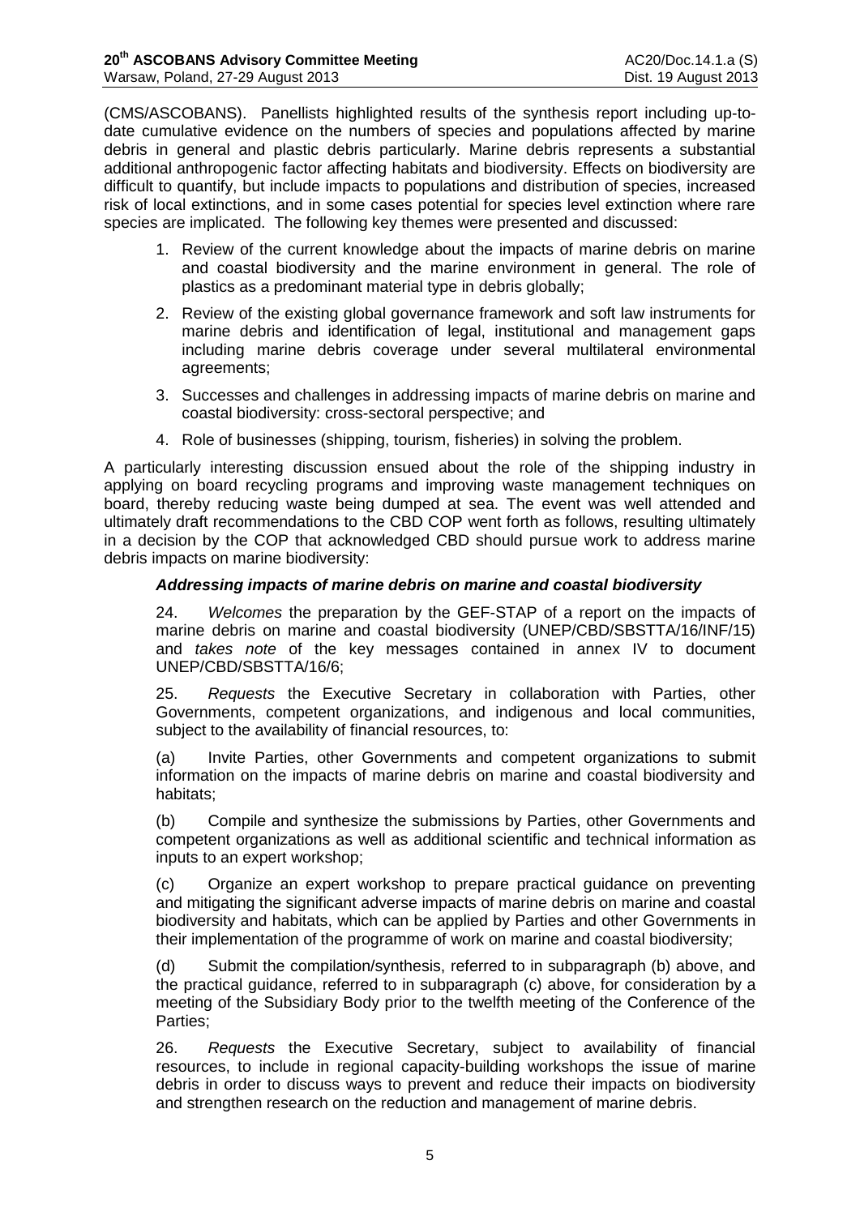(CMS/ASCOBANS). Panellists highlighted results of the synthesis report including up-to-date cumulative evidence on the numbers of species and populations affected by marine debris in general and plastic debris particularly. Marine debris represents a substantial additional anthropogenic factor affecting habitats and biodiversity. Effects on biodiversity are difficult to quantify, but include impacts to populations and distribution of species, increased risk of local extinctions, and in some cases potential for species level extinction where rare species are implicated. The following key themes were presented and discussed:

1. Review of the current knowledge about the impacts of marine debris on marine and coastal biodiversity and the marine environment in general. The role of plastics as a predominant material type in debris globally;
2. Review of the existing global governance framework and soft law instruments for marine debris and identification of legal, institutional and management gaps including marine debris coverage under several multilateral environmental agreements;
3. Successes and challenges in addressing impacts of marine debris on marine and coastal biodiversity: cross-sectoral perspective; and
4. Role of businesses (shipping, tourism, fisheries) in solving the problem.

A particularly interesting discussion ensued about the role of the shipping industry in applying on board recycling programs and improving waste management techniques on board, thereby reducing waste being dumped at sea. The event was well attended and ultimately draft recommendations to the CBD COP went forth as follows, resulting ultimately in a decision by the COP that acknowledged CBD should pursue work to address marine debris impacts on marine biodiversity:

***Addressing impacts of marine debris on marine and coastal biodiversity***

24. *Welcomes* the preparation by the GEF-STAP of a report on the impacts of marine debris on marine and coastal biodiversity (UNEP/CBD/SBSTTA/16/INF/15) and *takes note* of the key messages contained in annex IV to document UNEP/CBD/SBSTTA/16/6;

25. *Requests* the Executive Secretary in collaboration with Parties, other Governments, competent organizations, and indigenous and local communities, subject to the availability of financial resources, to:

(a) Invite Parties, other Governments and competent organizations to submit information on the impacts of marine debris on marine and coastal biodiversity and habitats;

(b) Compile and synthesize the submissions by Parties, other Governments and competent organizations as well as additional scientific and technical information as inputs to an expert workshop;

(c) Organize an expert workshop to prepare practical guidance on preventing and mitigating the significant adverse impacts of marine debris on marine and coastal biodiversity and habitats, which can be applied by Parties and other Governments in their implementation of the programme of work on marine and coastal biodiversity;

(d) Submit the compilation/synthesis, referred to in subparagraph (b) above, and the practical guidance, referred to in subparagraph (c) above, for consideration by a meeting of the Subsidiary Body prior to the twelfth meeting of the Conference of the Parties;

26. *Requests* the Executive Secretary, subject to availability of financial resources, to include in regional capacity-building workshops the issue of marine debris in order to discuss ways to prevent and reduce their impacts on biodiversity and strengthen research on the reduction and management of marine debris.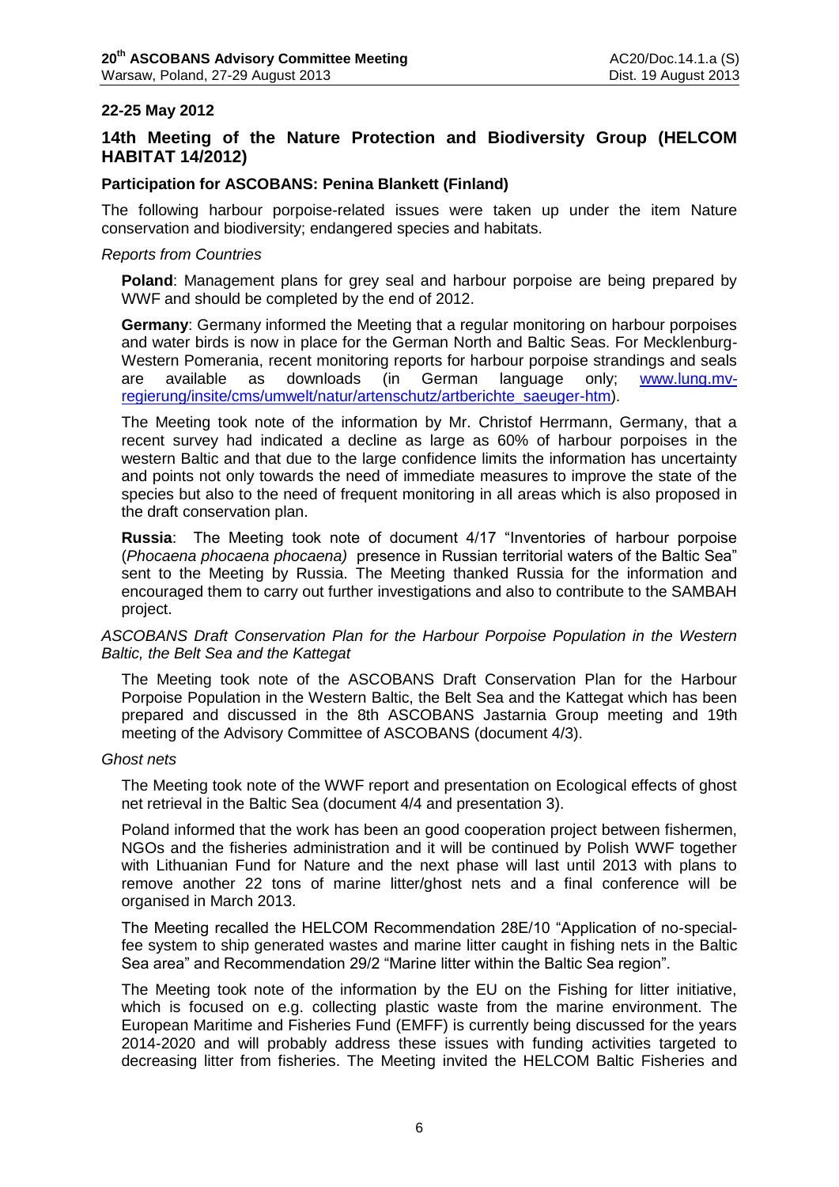**22-25 May 2012**

## 14th Meeting of the Nature Protection and Biodiversity Group (HELCOM HABITAT 14/2012)

**Participation for ASCOBANS: Penina Blankett (Finland)**

The following harbour porpoise-related issues were taken up under the item Nature conservation and biodiversity; endangered species and habitats.

*Reports from Countries*

**Poland**: Management plans for grey seal and harbour porpoise are being prepared by WWF and should be completed by the end of 2012.

**Germany**: Germany informed the Meeting that a regular monitoring on harbour porpoises and water birds is now in place for the German North and Baltic Seas. For Mecklenburg-Western Pomerania, recent monitoring reports for harbour porpoise strandings and seals are available as downloads (in German language only; [www.lung.mv-regierung/insite/cms/umwelt/natur/artenschutz/artberichte_saeuger-htm](www.lung.mv-regierung/insite/cms/umwelt/natur/artenschutz/artberichte_saeuger-htm)).

The Meeting took note of the information by Mr. Christof Herrmann, Germany, that a recent survey had indicated a decline as large as 60% of harbour porpoises in the western Baltic and that due to the large confidence limits the information has uncertainty and points not only towards the need of immediate measures to improve the state of the species but also to the need of frequent monitoring in all areas which is also proposed in the draft conservation plan.

**Russia**: The Meeting took note of document 4/17 "Inventories of harbour porpoise (*Phocaena phocaena phocaena)* presence in Russian territorial waters of the Baltic Sea" sent to the Meeting by Russia. The Meeting thanked Russia for the information and encouraged them to carry out further investigations and also to contribute to the SAMBAH project.

*ASCOBANS Draft Conservation Plan for the Harbour Porpoise Population in the Western Baltic, the Belt Sea and the Kattegat*

The Meeting took note of the ASCOBANS Draft Conservation Plan for the Harbour Porpoise Population in the Western Baltic, the Belt Sea and the Kattegat which has been prepared and discussed in the 8th ASCOBANS Jastarnia Group meeting and 19th meeting of the Advisory Committee of ASCOBANS (document 4/3).

*Ghost nets*

The Meeting took note of the WWF report and presentation on Ecological effects of ghost net retrieval in the Baltic Sea (document 4/4 and presentation 3).

Poland informed that the work has been an good cooperation project between fishermen, NGOs and the fisheries administration and it will be continued by Polish WWF together with Lithuanian Fund for Nature and the next phase will last until 2013 with plans to remove another 22 tons of marine litter/ghost nets and a final conference will be organised in March 2013.

The Meeting recalled the HELCOM Recommendation 28E/10 "Application of no-special-fee system to ship generated wastes and marine litter caught in fishing nets in the Baltic Sea area" and Recommendation 29/2 "Marine litter within the Baltic Sea region".

The Meeting took note of the information by the EU on the Fishing for litter initiative, which is focused on e.g. collecting plastic waste from the marine environment. The European Maritime and Fisheries Fund (EMFF) is currently being discussed for the years 2014-2020 and will probably address these issues with funding activities targeted to decreasing litter from fisheries. The Meeting invited the HELCOM Baltic Fisheries and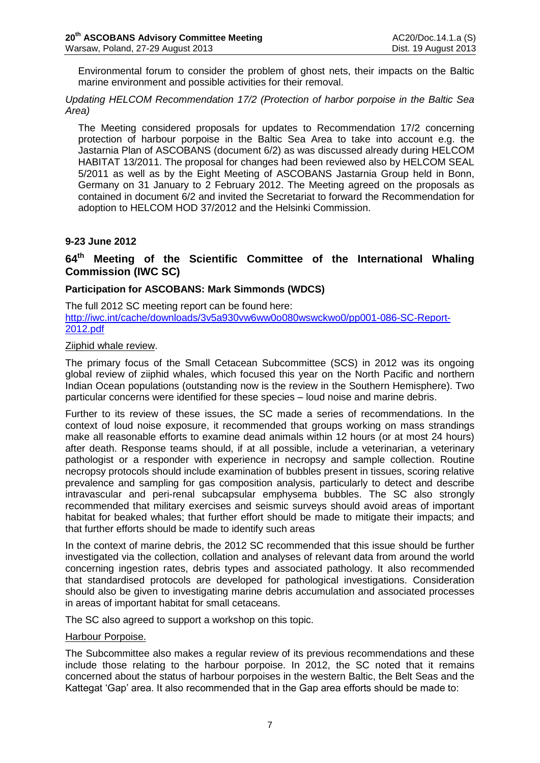Environmental forum to consider the problem of ghost nets, their impacts on the Baltic marine environment and possible activities for their removal.

*Updating HELCOM Recommendation 17/2 (Protection of harbor porpoise in the Baltic Sea Area)*

The Meeting considered proposals for updates to Recommendation 17/2 concerning protection of harbour porpoise in the Baltic Sea Area to take into account e.g. the Jastarnia Plan of ASCOBANS (document 6/2) as was discussed already during HELCOM HABITAT 13/2011. The proposal for changes had been reviewed also by HELCOM SEAL 5/2011 as well as by the Eight Meeting of ASCOBANS Jastarnia Group held in Bonn, Germany on 31 January to 2 February 2012. The Meeting agreed on the proposals as contained in document 6/2 and invited the Secretariat to forward the Recommendation for adoption to HELCOM HOD 37/2012 and the Helsinki Commission.

**9-23 June 2012**

## 64th Meeting of the Scientific Committee of the International Whaling Commission (IWC SC)

**Participation for ASCOBANS: Mark Simmonds (WDCS)**

The full 2012 SC meeting report can be found here: http://iwc.int/cache/downloads/3v5a930vw6ww0o080wswckwo0/pp001-086-SC-Report-2012.pdf

Ziphid whale review.

The primary focus of the Small Cetacean Subcommittee (SCS) in 2012 was its ongoing global review of ziiphid whales, which focused this year on the North Pacific and northern Indian Ocean populations (outstanding now is the review in the Southern Hemisphere). Two particular concerns were identified for these species – loud noise and marine debris.

Further to its review of these issues, the SC made a series of recommendations. In the context of loud noise exposure, it recommended that groups working on mass strandings make all reasonable efforts to examine dead animals within 12 hours (or at most 24 hours) after death. Response teams should, if at all possible, include a veterinarian, a veterinary pathologist or a responder with experience in necropsy and sample collection. Routine necropsy protocols should include examination of bubbles present in tissues, scoring relative prevalence and sampling for gas composition analysis, particularly to detect and describe intravascular and peri-renal subcapsular emphysema bubbles. The SC also strongly recommended that military exercises and seismic surveys should avoid areas of important habitat for beaked whales; that further effort should be made to mitigate their impacts; and that further efforts should be made to identify such areas

In the context of marine debris, the 2012 SC recommended that this issue should be further investigated via the collection, collation and analyses of relevant data from around the world concerning ingestion rates, debris types and associated pathology. It also recommended that standardised protocols are developed for pathological investigations. Consideration should also be given to investigating marine debris accumulation and associated processes in areas of important habitat for small cetaceans.

The SC also agreed to support a workshop on this topic.

Harbour Porpoise.

The Subcommittee also makes a regular review of its previous recommendations and these include those relating to the harbour porpoise. In 2012, the SC noted that it remains concerned about the status of harbour porpoises in the western Baltic, the Belt Seas and the Kattegat 'Gap' area. It also recommended that in the Gap area efforts should be made to: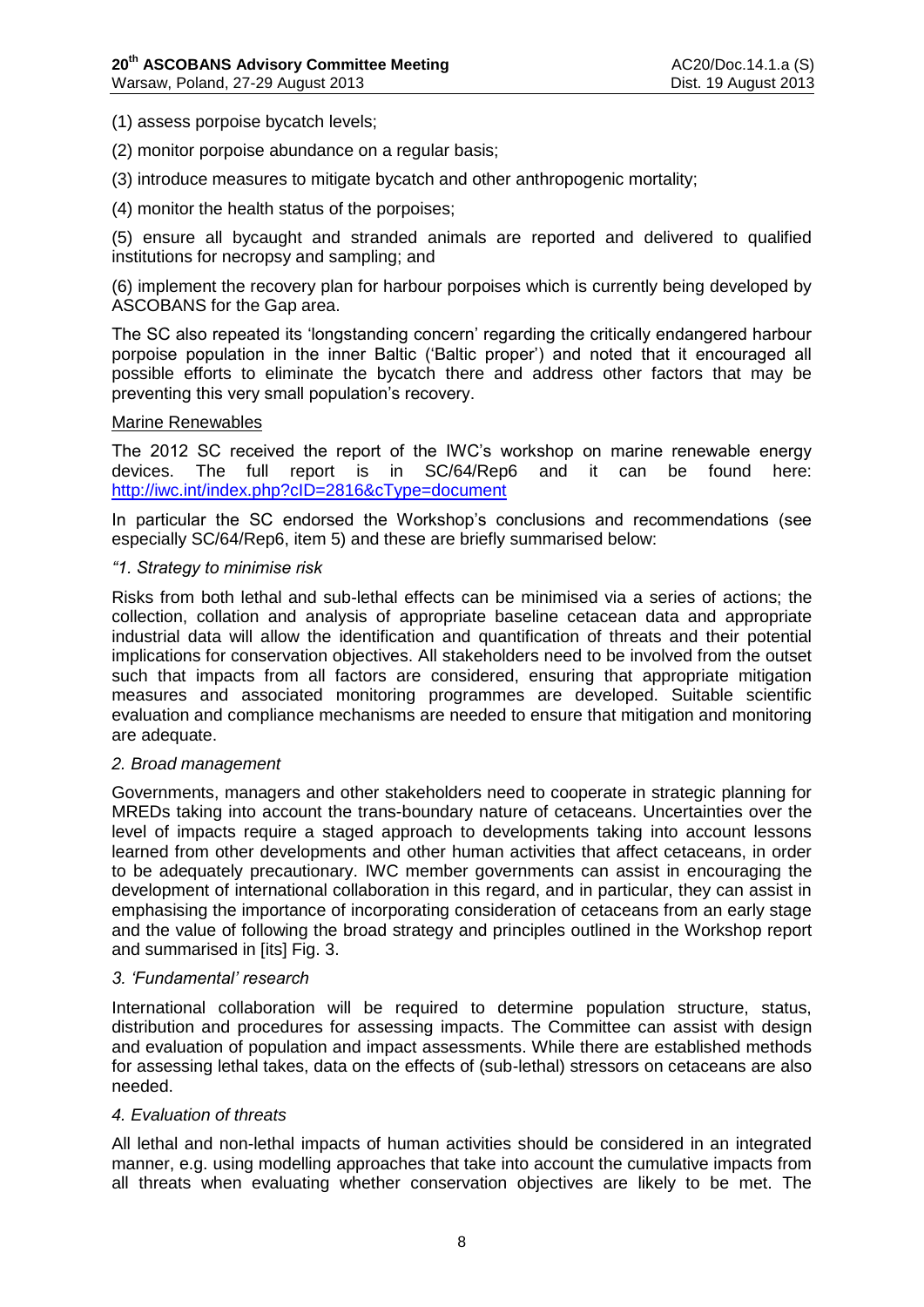(1) assess porpoise bycatch levels;

(2) monitor porpoise abundance on a regular basis;

(3) introduce measures to mitigate bycatch and other anthropogenic mortality;

(4) monitor the health status of the porpoises;

(5) ensure all bycaught and stranded animals are reported and delivered to qualified institutions for necropsy and sampling; and

(6) implement the recovery plan for harbour porpoises which is currently being developed by ASCOBANS for the Gap area.

The SC also repeated its 'longstanding concern' regarding the critically endangered harbour porpoise population in the inner Baltic ('Baltic proper') and noted that it encouraged all possible efforts to eliminate the bycatch there and address other factors that may be preventing this very small population's recovery.

Marine Renewables

The 2012 SC received the report of the IWC's workshop on marine renewable energy devices. The full report is in SC/64/Rep6 and it can be found here: http://iwc.int/index.php?cID=2816&cType=document

In particular the SC endorsed the Workshop's conclusions and recommendations (see especially SC/64/Rep6, item 5) and these are briefly summarised below:

*"1. Strategy to minimise risk*

Risks from both lethal and sub-lethal effects can be minimised via a series of actions; the collection, collation and analysis of appropriate baseline cetacean data and appropriate industrial data will allow the identification and quantification of threats and their potential implications for conservation objectives. All stakeholders need to be involved from the outset such that impacts from all factors are considered, ensuring that appropriate mitigation measures and associated monitoring programmes are developed. Suitable scientific evaluation and compliance mechanisms are needed to ensure that mitigation and monitoring are adequate.

*2. Broad management*

Governments, managers and other stakeholders need to cooperate in strategic planning for MREDs taking into account the trans-boundary nature of cetaceans. Uncertainties over the level of impacts require a staged approach to developments taking into account lessons learned from other developments and other human activities that affect cetaceans, in order to be adequately precautionary. IWC member governments can assist in encouraging the development of international collaboration in this regard, and in particular, they can assist in emphasising the importance of incorporating consideration of cetaceans from an early stage and the value of following the broad strategy and principles outlined in the Workshop report and summarised in [its] Fig. 3.

*3. 'Fundamental' research*

International collaboration will be required to determine population structure, status, distribution and procedures for assessing impacts. The Committee can assist with design and evaluation of population and impact assessments. While there are established methods for assessing lethal takes, data on the effects of (sub-lethal) stressors on cetaceans are also needed.

*4. Evaluation of threats*

All lethal and non-lethal impacts of human activities should be considered in an integrated manner, e.g. using modelling approaches that take into account the cumulative impacts from all threats when evaluating whether conservation objectives are likely to be met. The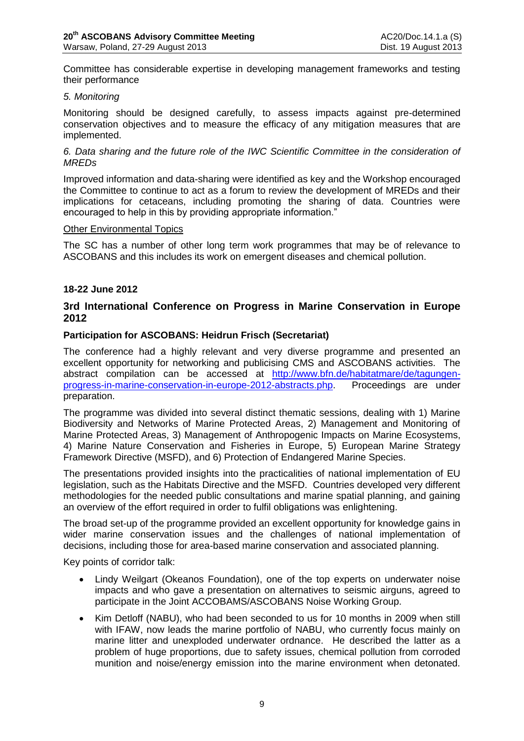Committee has considerable expertise in developing management frameworks and testing their performance

*5. Monitoring*

Monitoring should be designed carefully, to assess impacts against pre-determined conservation objectives and to measure the efficacy of any mitigation measures that are implemented.

*6. Data sharing and the future role of the IWC Scientific Committee in the consideration of MREDs*

Improved information and data-sharing were identified as key and the Workshop encouraged the Committee to continue to act as a forum to review the development of MREDs and their implications for cetaceans, including promoting the sharing of data. Countries were encouraged to help in this by providing appropriate information."

Other Environmental Topics

The SC has a number of other long term work programmes that may be of relevance to ASCOBANS and this includes its work on emergent diseases and chemical pollution.

**18-22 June 2012**

## 3rd International Conference on Progress in Marine Conservation in Europe 2012

**Participation for ASCOBANS: Heidrun Frisch (Secretariat)**

The conference had a highly relevant and very diverse programme and presented an excellent opportunity for networking and publicising CMS and ASCOBANS activities. The abstract compilation can be accessed at http://www.bfn.de/habitatmare/de/tagungen-progress-in-marine-conservation-in-europe-2012-abstracts.php. Proceedings are under preparation.

The programme was divided into several distinct thematic sessions, dealing with 1) Marine Biodiversity and Networks of Marine Protected Areas, 2) Management and Monitoring of Marine Protected Areas, 3) Management of Anthropogenic Impacts on Marine Ecosystems, 4) Marine Nature Conservation and Fisheries in Europe, 5) European Marine Strategy Framework Directive (MSFD), and 6) Protection of Endangered Marine Species.

The presentations provided insights into the practicalities of national implementation of EU legislation, such as the Habitats Directive and the MSFD. Countries developed very different methodologies for the needed public consultations and marine spatial planning, and gaining an overview of the effort required in order to fulfil obligations was enlightening.

The broad set-up of the programme provided an excellent opportunity for knowledge gains in wider marine conservation issues and the challenges of national implementation of decisions, including those for area-based marine conservation and associated planning.

Key points of corridor talk:

- Lindy Weilgart (Okeanos Foundation), one of the top experts on underwater noise impacts and who gave a presentation on alternatives to seismic airguns, agreed to participate in the Joint ACCOBAMS/ASCOBANS Noise Working Group.
- Kim Detloff (NABU), who had been seconded to us for 10 months in 2009 when still with IFAW, now leads the marine portfolio of NABU, who currently focus mainly on marine litter and unexploded underwater ordnance. He described the latter as a problem of huge proportions, due to safety issues, chemical pollution from corroded munition and noise/energy emission into the marine environment when detonated.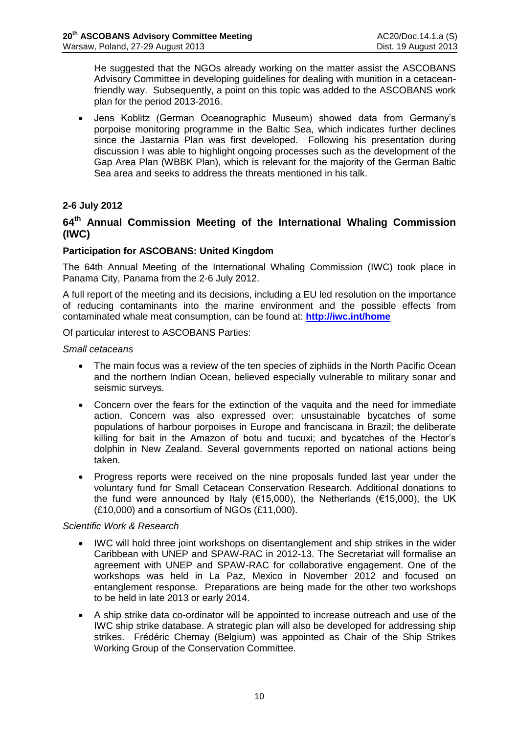He suggested that the NGOs already working on the matter assist the ASCOBANS Advisory Committee in developing guidelines for dealing with munition in a cetacean-friendly way. Subsequently, a point on this topic was added to the ASCOBANS work plan for the period 2013-2016.

- Jens Koblitz (German Oceanographic Museum) showed data from Germany's porpoise monitoring programme in the Baltic Sea, which indicates further declines since the Jastarnia Plan was first developed. Following his presentation during discussion I was able to highlight ongoing processes such as the development of the Gap Area Plan (WBBK Plan), which is relevant for the majority of the German Baltic Sea area and seeks to address the threats mentioned in his talk.

**2-6 July 2012**

## 64th Annual Commission Meeting of the International Whaling Commission (IWC)

**Participation for ASCOBANS: United Kingdom**

The 64th Annual Meeting of the International Whaling Commission (IWC) took place in Panama City, Panama from the 2-6 July 2012.

A full report of the meeting and its decisions, including a EU led resolution on the importance of reducing contaminants into the marine environment and the possible effects from contaminated whale meat consumption, can be found at: **http://iwc.int/home**

Of particular interest to ASCOBANS Parties:

*Small cetaceans*

- The main focus was a review of the ten species of ziphiids in the North Pacific Ocean and the northern Indian Ocean, believed especially vulnerable to military sonar and seismic surveys.
- Concern over the fears for the extinction of the vaquita and the need for immediate action. Concern was also expressed over: unsustainable bycatches of some populations of harbour porpoises in Europe and franciscana in Brazil; the deliberate killing for bait in the Amazon of botu and tucuxi; and bycatches of the Hector's dolphin in New Zealand. Several governments reported on national actions being taken.
- Progress reports were received on the nine proposals funded last year under the voluntary fund for Small Cetacean Conservation Research. Additional donations to the fund were announced by Italy (€15,000), the Netherlands (€15,000), the UK (£10,000) and a consortium of NGOs (£11,000).

*Scientific Work & Research*

- IWC will hold three joint workshops on disentanglement and ship strikes in the wider Caribbean with UNEP and SPAW-RAC in 2012-13. The Secretariat will formalise an agreement with UNEP and SPAW-RAC for collaborative engagement. One of the workshops was held in La Paz, Mexico in November 2012 and focused on entanglement response. Preparations are being made for the other two workshops to be held in late 2013 or early 2014.
- A ship strike data co-ordinator will be appointed to increase outreach and use of the IWC ship strike database. A strategic plan will also be developed for addressing ship strikes. Frédéric Chemay (Belgium) was appointed as Chair of the Ship Strikes Working Group of the Conservation Committee.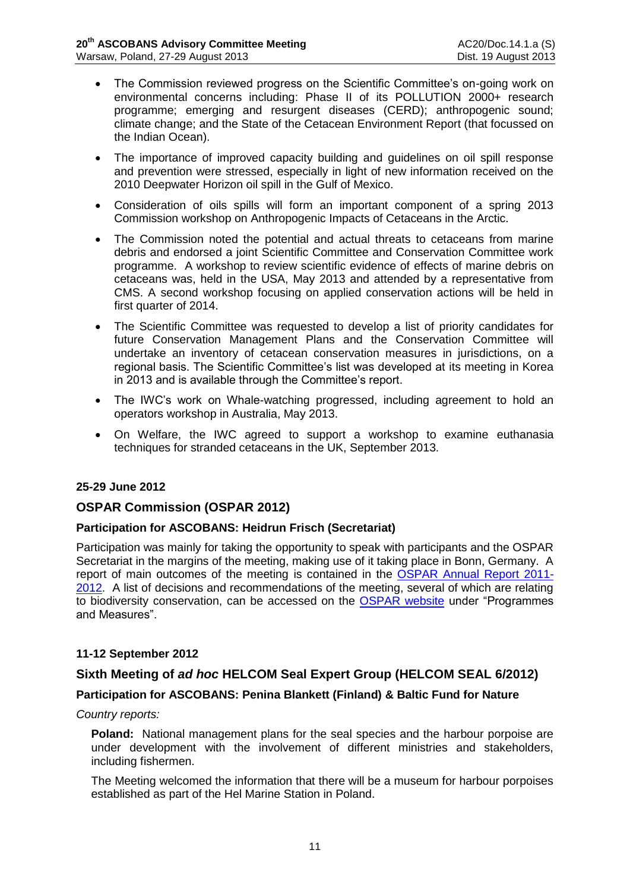- The Commission reviewed progress on the Scientific Committee's on-going work on environmental concerns including: Phase II of its POLLUTION 2000+ research programme; emerging and resurgent diseases (CERD); anthropogenic sound; climate change; and the State of the Cetacean Environment Report (that focussed on the Indian Ocean).
- The importance of improved capacity building and guidelines on oil spill response and prevention were stressed, especially in light of new information received on the 2010 Deepwater Horizon oil spill in the Gulf of Mexico.
- Consideration of oils spills will form an important component of a spring 2013 Commission workshop on Anthropogenic Impacts of Cetaceans in the Arctic.
- The Commission noted the potential and actual threats to cetaceans from marine debris and endorsed a joint Scientific Committee and Conservation Committee work programme. A workshop to review scientific evidence of effects of marine debris on cetaceans was, held in the USA, May 2013 and attended by a representative from CMS. A second workshop focusing on applied conservation actions will be held in first quarter of 2014.
- The Scientific Committee was requested to develop a list of priority candidates for future Conservation Management Plans and the Conservation Committee will undertake an inventory of cetacean conservation measures in jurisdictions, on a regional basis. The Scientific Committee's list was developed at its meeting in Korea in 2013 and is available through the Committee's report.
- The IWC's work on Whale-watching progressed, including agreement to hold an operators workshop in Australia, May 2013.
- On Welfare, the IWC agreed to support a workshop to examine euthanasia techniques for stranded cetaceans in the UK, September 2013.

**25-29 June 2012**

## OSPAR Commission (OSPAR 2012)

**Participation for ASCOBANS: Heidrun Frisch (Secretariat)**

Participation was mainly for taking the opportunity to speak with participants and the OSPAR Secretariat in the margins of the meeting, making use of it taking place in Bonn, Germany. A report of main outcomes of the meeting is contained in the OSPAR Annual Report 2011-2012. A list of decisions and recommendations of the meeting, several of which are relating to biodiversity conservation, can be accessed on the OSPAR website under "Programmes and Measures".

**11-12 September 2012**

## Sixth Meeting of *ad hoc* HELCOM Seal Expert Group (HELCOM SEAL 6/2012)

**Participation for ASCOBANS: Penina Blankett (Finland) & Baltic Fund for Nature**

*Country reports:*

**Poland:** National management plans for the seal species and the harbour porpoise are under development with the involvement of different ministries and stakeholders, including fishermen.

The Meeting welcomed the information that there will be a museum for harbour porpoises established as part of the Hel Marine Station in Poland.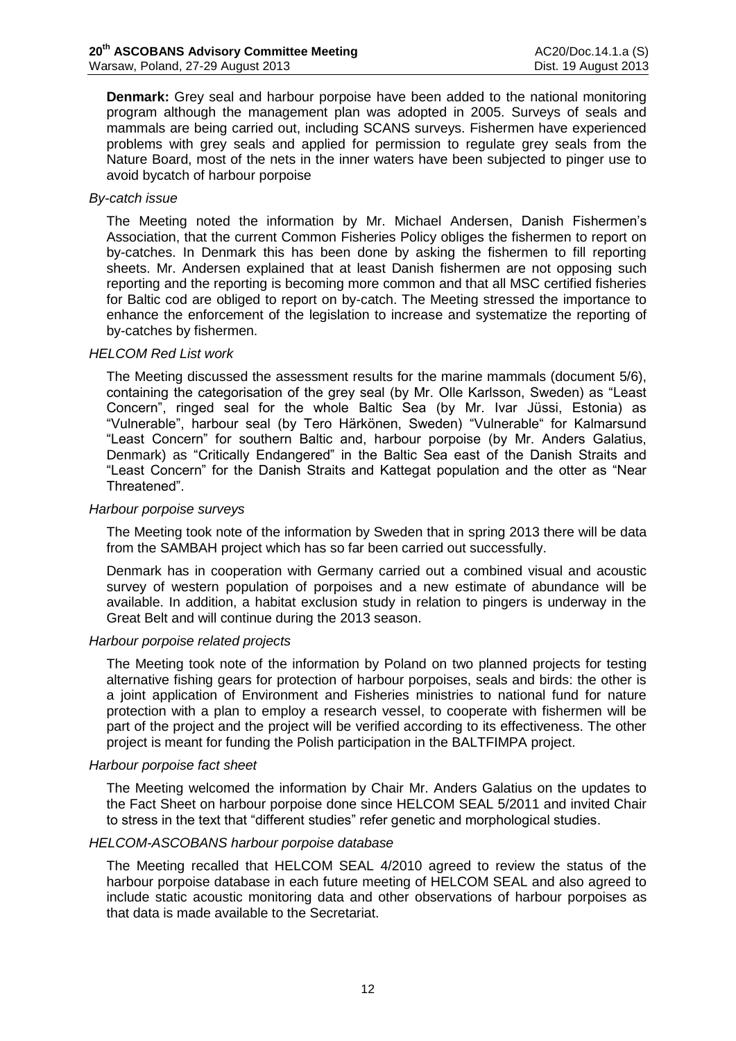**Denmark:** Grey seal and harbour porpoise have been added to the national monitoring program although the management plan was adopted in 2005. Surveys of seals and mammals are being carried out, including SCANS surveys. Fishermen have experienced problems with grey seals and applied for permission to regulate grey seals from the Nature Board, most of the nets in the inner waters have been subjected to pinger use to avoid bycatch of harbour porpoise

*By-catch issue*

The Meeting noted the information by Mr. Michael Andersen, Danish Fishermen's Association, that the current Common Fisheries Policy obliges the fishermen to report on by-catches. In Denmark this has been done by asking the fishermen to fill reporting sheets. Mr. Andersen explained that at least Danish fishermen are not opposing such reporting and the reporting is becoming more common and that all MSC certified fisheries for Baltic cod are obliged to report on by-catch. The Meeting stressed the importance to enhance the enforcement of the legislation to increase and systematize the reporting of by-catches by fishermen.

*HELCOM Red List work*

The Meeting discussed the assessment results for the marine mammals (document 5/6), containing the categorisation of the grey seal (by Mr. Olle Karlsson, Sweden) as "Least Concern", ringed seal for the whole Baltic Sea (by Mr. Ivar Jüssi, Estonia) as "Vulnerable", harbour seal (by Tero Härkönen, Sweden) "Vulnerable" for Kalmarsund "Least Concern" for southern Baltic and, harbour porpoise (by Mr. Anders Galatius, Denmark) as "Critically Endangered" in the Baltic Sea east of the Danish Straits and "Least Concern" for the Danish Straits and Kattegat population and the otter as "Near Threatened".

*Harbour porpoise surveys*

The Meeting took note of the information by Sweden that in spring 2013 there will be data from the SAMBAH project which has so far been carried out successfully.

Denmark has in cooperation with Germany carried out a combined visual and acoustic survey of western population of porpoises and a new estimate of abundance will be available. In addition, a habitat exclusion study in relation to pingers is underway in the Great Belt and will continue during the 2013 season.

*Harbour porpoise related projects*

The Meeting took note of the information by Poland on two planned projects for testing alternative fishing gears for protection of harbour porpoises, seals and birds: the other is a joint application of Environment and Fisheries ministries to national fund for nature protection with a plan to employ a research vessel, to cooperate with fishermen will be part of the project and the project will be verified according to its effectiveness. The other project is meant for funding the Polish participation in the BALTFIMPA project.

*Harbour porpoise fact sheet*

The Meeting welcomed the information by Chair Mr. Anders Galatius on the updates to the Fact Sheet on harbour porpoise done since HELCOM SEAL 5/2011 and invited Chair to stress in the text that "different studies" refer genetic and morphological studies.

*HELCOM-ASCOBANS harbour porpoise database*

The Meeting recalled that HELCOM SEAL 4/2010 agreed to review the status of the harbour porpoise database in each future meeting of HELCOM SEAL and also agreed to include static acoustic monitoring data and other observations of harbour porpoises as that data is made available to the Secretariat.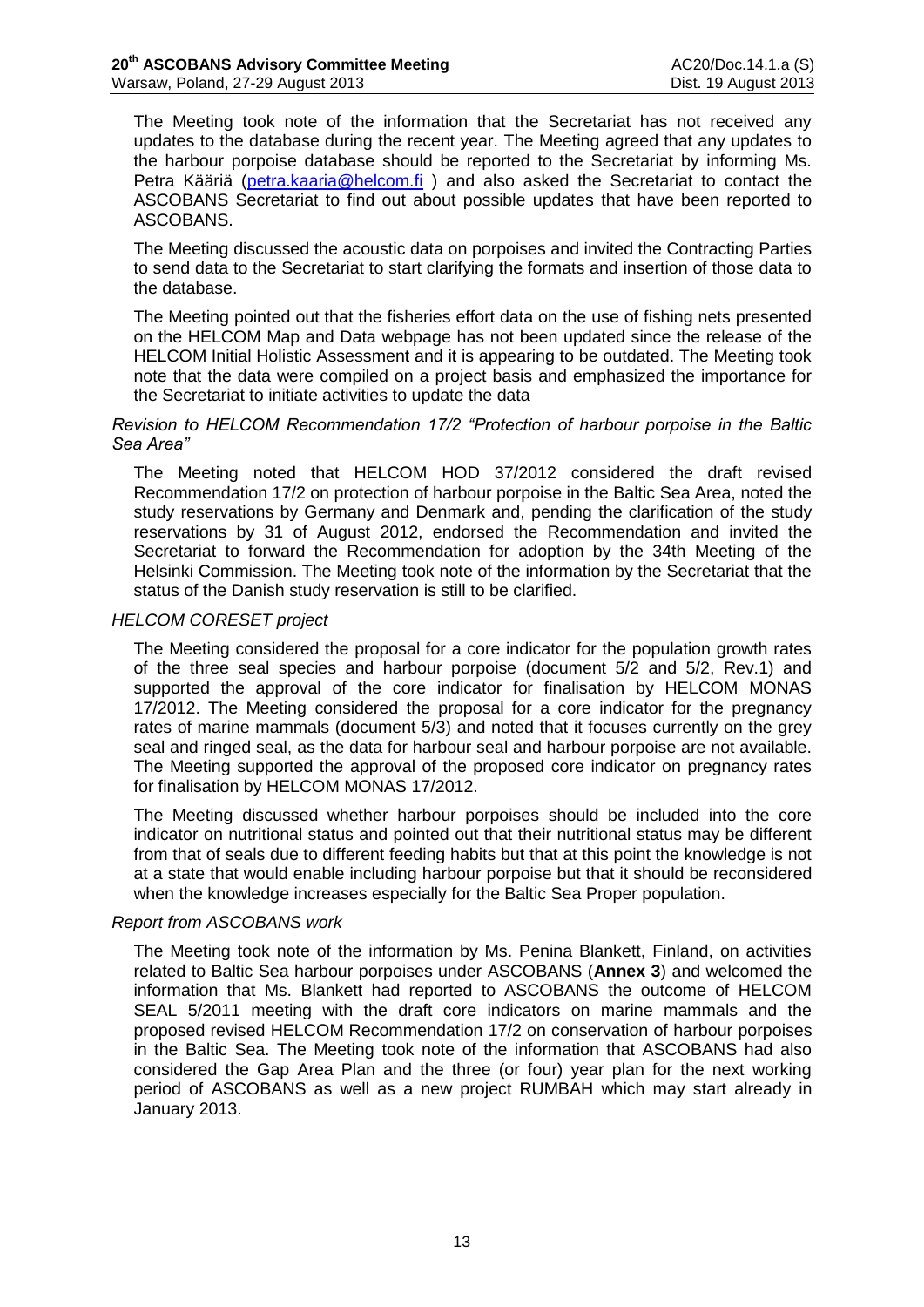The Meeting took note of the information that the Secretariat has not received any updates to the database during the recent year. The Meeting agreed that any updates to the harbour porpoise database should be reported to the Secretariat by informing Ms. Petra Kääriä (petra.kaaria@helcom.fi ) and also asked the Secretariat to contact the ASCOBANS Secretariat to find out about possible updates that have been reported to ASCOBANS.

The Meeting discussed the acoustic data on porpoises and invited the Contracting Parties to send data to the Secretariat to start clarifying the formats and insertion of those data to the database.

The Meeting pointed out that the fisheries effort data on the use of fishing nets presented on the HELCOM Map and Data webpage has not been updated since the release of the HELCOM Initial Holistic Assessment and it is appearing to be outdated. The Meeting took note that the data were compiled on a project basis and emphasized the importance for the Secretariat to initiate activities to update the data

*Revision to HELCOM Recommendation 17/2 "Protection of harbour porpoise in the Baltic Sea Area"*

The Meeting noted that HELCOM HOD 37/2012 considered the draft revised Recommendation 17/2 on protection of harbour porpoise in the Baltic Sea Area, noted the study reservations by Germany and Denmark and, pending the clarification of the study reservations by 31 of August 2012, endorsed the Recommendation and invited the Secretariat to forward the Recommendation for adoption by the 34th Meeting of the Helsinki Commission. The Meeting took note of the information by the Secretariat that the status of the Danish study reservation is still to be clarified.

*HELCOM CORESET project*

The Meeting considered the proposal for a core indicator for the population growth rates of the three seal species and harbour porpoise (document 5/2 and 5/2, Rev.1) and supported the approval of the core indicator for finalisation by HELCOM MONAS 17/2012. The Meeting considered the proposal for a core indicator for the pregnancy rates of marine mammals (document 5/3) and noted that it focuses currently on the grey seal and ringed seal, as the data for harbour seal and harbour porpoise are not available. The Meeting supported the approval of the proposed core indicator on pregnancy rates for finalisation by HELCOM MONAS 17/2012.

The Meeting discussed whether harbour porpoises should be included into the core indicator on nutritional status and pointed out that their nutritional status may be different from that of seals due to different feeding habits but that at this point the knowledge is not at a state that would enable including harbour porpoise but that it should be reconsidered when the knowledge increases especially for the Baltic Sea Proper population.

*Report from ASCOBANS work*

The Meeting took note of the information by Ms. Penina Blankett, Finland, on activities related to Baltic Sea harbour porpoises under ASCOBANS (**Annex 3**) and welcomed the information that Ms. Blankett had reported to ASCOBANS the outcome of HELCOM SEAL 5/2011 meeting with the draft core indicators on marine mammals and the proposed revised HELCOM Recommendation 17/2 on conservation of harbour porpoises in the Baltic Sea. The Meeting took note of the information that ASCOBANS had also considered the Gap Area Plan and the three (or four) year plan for the next working period of ASCOBANS as well as a new project RUMBAH which may start already in January 2013.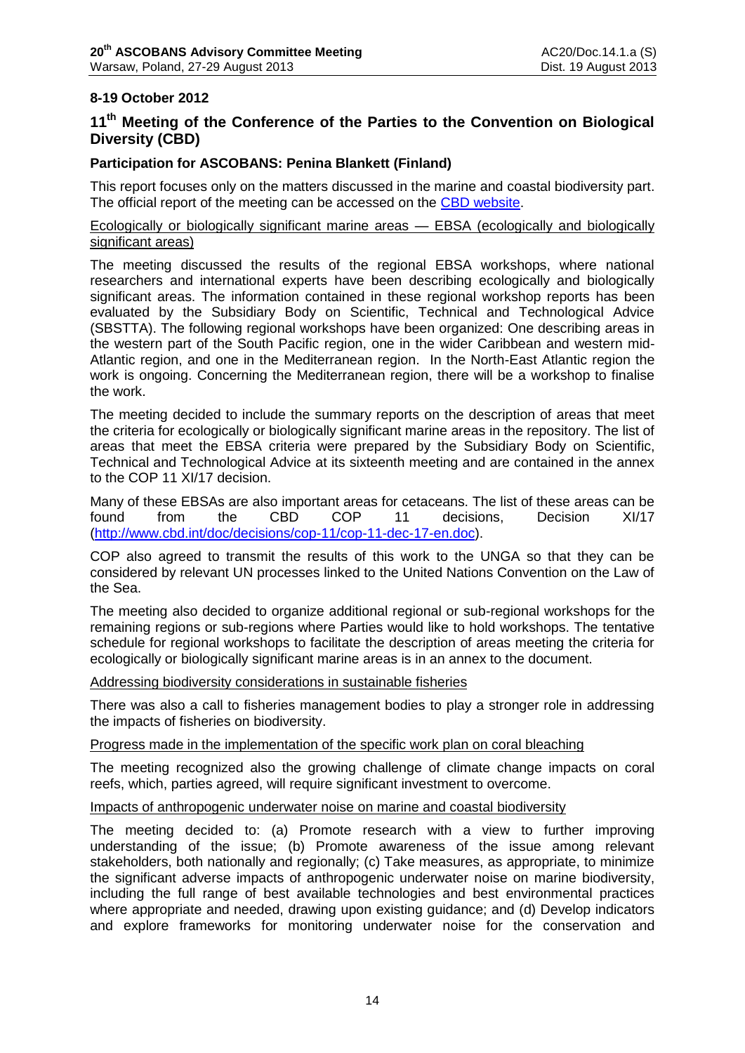**8-19 October 2012**

## 11th Meeting of the Conference of the Parties to the Convention on Biological Diversity (CBD)

**Participation for ASCOBANS: Penina Blankett (Finland)**

This report focuses only on the matters discussed in the marine and coastal biodiversity part. The official report of the meeting can be accessed on the CBD website.

Ecologically or biologically significant marine areas — EBSA (ecologically and biologically significant areas)

The meeting discussed the results of the regional EBSA workshops, where national researchers and international experts have been describing ecologically and biologically significant areas. The information contained in these regional workshop reports has been evaluated by the Subsidiary Body on Scientific, Technical and Technological Advice (SBSTTA). The following regional workshops have been organized: One describing areas in the western part of the South Pacific region, one in the wider Caribbean and western mid-Atlantic region, and one in the Mediterranean region. In the North-East Atlantic region the work is ongoing. Concerning the Mediterranean region, there will be a workshop to finalise the work.

The meeting decided to include the summary reports on the description of areas that meet the criteria for ecologically or biologically significant marine areas in the repository. The list of areas that meet the EBSA criteria were prepared by the Subsidiary Body on Scientific, Technical and Technological Advice at its sixteenth meeting and are contained in the annex to the COP 11 XI/17 decision.

Many of these EBSAs are also important areas for cetaceans. The list of these areas can be found from the CBD COP 11 decisions, Decision XI/17 (http://www.cbd.int/doc/decisions/cop-11/cop-11-dec-17-en.doc).

COP also agreed to transmit the results of this work to the UNGA so that they can be considered by relevant UN processes linked to the United Nations Convention on the Law of the Sea.

The meeting also decided to organize additional regional or sub-regional workshops for the remaining regions or sub-regions where Parties would like to hold workshops. The tentative schedule for regional workshops to facilitate the description of areas meeting the criteria for ecologically or biologically significant marine areas is in an annex to the document.

Addressing biodiversity considerations in sustainable fisheries

There was also a call to fisheries management bodies to play a stronger role in addressing the impacts of fisheries on biodiversity.

Progress made in the implementation of the specific work plan on coral bleaching

The meeting recognized also the growing challenge of climate change impacts on coral reefs, which, parties agreed, will require significant investment to overcome.

Impacts of anthropogenic underwater noise on marine and coastal biodiversity

The meeting decided to: (a) Promote research with a view to further improving understanding of the issue; (b) Promote awareness of the issue among relevant stakeholders, both nationally and regionally; (c) Take measures, as appropriate, to minimize the significant adverse impacts of anthropogenic underwater noise on marine biodiversity, including the full range of best available technologies and best environmental practices where appropriate and needed, drawing upon existing guidance; and (d) Develop indicators and explore frameworks for monitoring underwater noise for the conservation and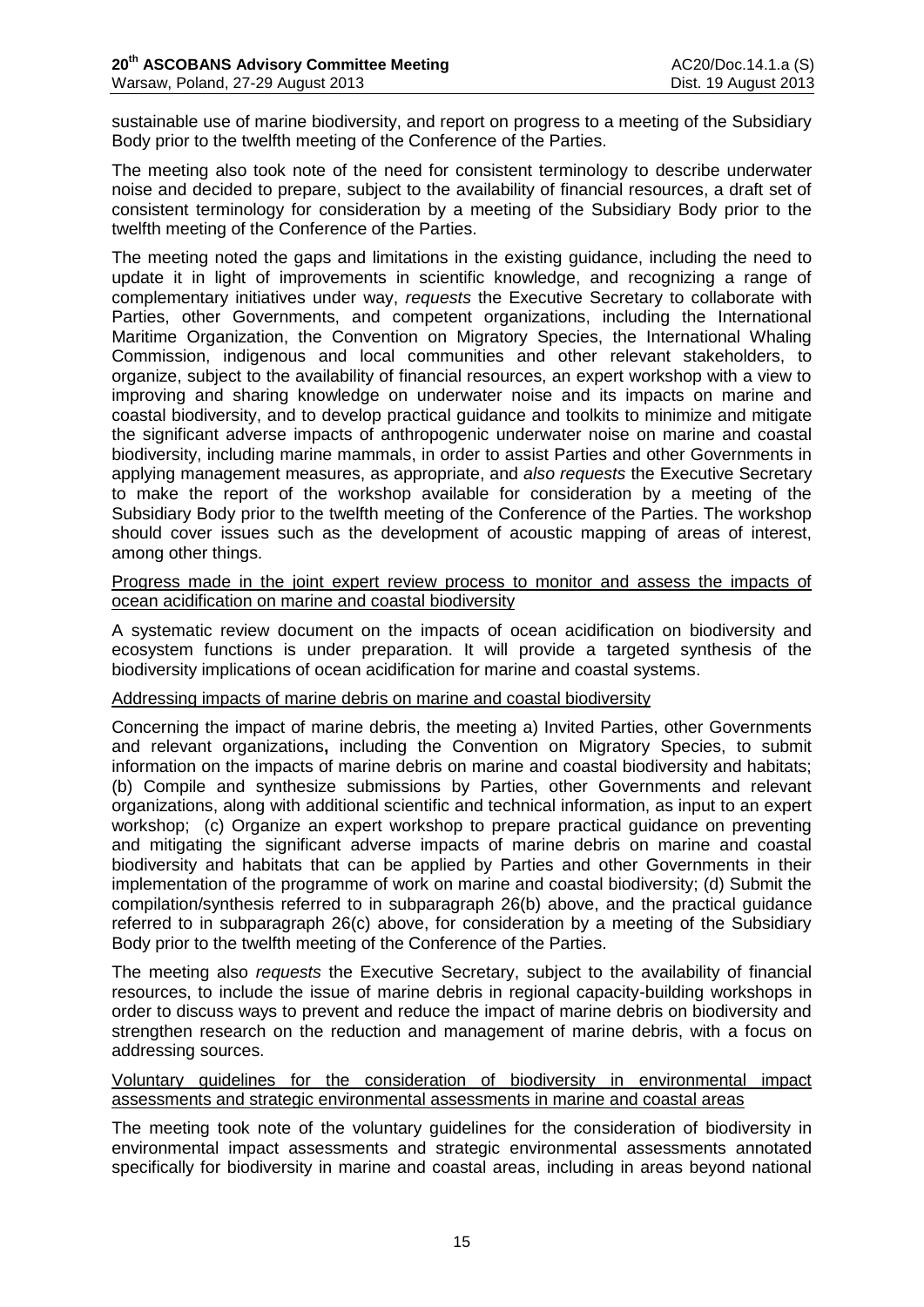sustainable use of marine biodiversity, and report on progress to a meeting of the Subsidiary Body prior to the twelfth meeting of the Conference of the Parties.

The meeting also took note of the need for consistent terminology to describe underwater noise and decided to prepare, subject to the availability of financial resources, a draft set of consistent terminology for consideration by a meeting of the Subsidiary Body prior to the twelfth meeting of the Conference of the Parties.

The meeting noted the gaps and limitations in the existing guidance, including the need to update it in light of improvements in scientific knowledge, and recognizing a range of complementary initiatives under way, *requests* the Executive Secretary to collaborate with Parties, other Governments, and competent organizations, including the International Maritime Organization, the Convention on Migratory Species, the International Whaling Commission, indigenous and local communities and other relevant stakeholders, to organize, subject to the availability of financial resources, an expert workshop with a view to improving and sharing knowledge on underwater noise and its impacts on marine and coastal biodiversity, and to develop practical guidance and toolkits to minimize and mitigate the significant adverse impacts of anthropogenic underwater noise on marine and coastal biodiversity, including marine mammals, in order to assist Parties and other Governments in applying management measures, as appropriate, and *also requests* the Executive Secretary to make the report of the workshop available for consideration by a meeting of the Subsidiary Body prior to the twelfth meeting of the Conference of the Parties. The workshop should cover issues such as the development of acoustic mapping of areas of interest, among other things.

<u>Progress made in the joint expert review process to monitor and assess the impacts of ocean acidification on marine and coastal biodiversity</u>

A systematic review document on the impacts of ocean acidification on biodiversity and ecosystem functions is under preparation. It will provide a targeted synthesis of the biodiversity implications of ocean acidification for marine and coastal systems.

<u>Addressing impacts of marine debris on marine and coastal biodiversity</u>

Concerning the impact of marine debris, the meeting a) Invited Parties, other Governments and relevant organizations**,** including the Convention on Migratory Species, to submit information on the impacts of marine debris on marine and coastal biodiversity and habitats; (b) Compile and synthesize submissions by Parties, other Governments and relevant organizations, along with additional scientific and technical information, as input to an expert workshop; (c) Organize an expert workshop to prepare practical guidance on preventing and mitigating the significant adverse impacts of marine debris on marine and coastal biodiversity and habitats that can be applied by Parties and other Governments in their implementation of the programme of work on marine and coastal biodiversity; (d) Submit the compilation/synthesis referred to in subparagraph 26(b) above, and the practical guidance referred to in subparagraph 26(c) above, for consideration by a meeting of the Subsidiary Body prior to the twelfth meeting of the Conference of the Parties.

The meeting also *requests* the Executive Secretary, subject to the availability of financial resources, to include the issue of marine debris in regional capacity-building workshops in order to discuss ways to prevent and reduce the impact of marine debris on biodiversity and strengthen research on the reduction and management of marine debris, with a focus on addressing sources.

<u>Voluntary guidelines for the consideration of biodiversity in environmental impact assessments and strategic environmental assessments in marine and coastal areas</u>

The meeting took note of the voluntary guidelines for the consideration of biodiversity in environmental impact assessments and strategic environmental assessments annotated specifically for biodiversity in marine and coastal areas, including in areas beyond national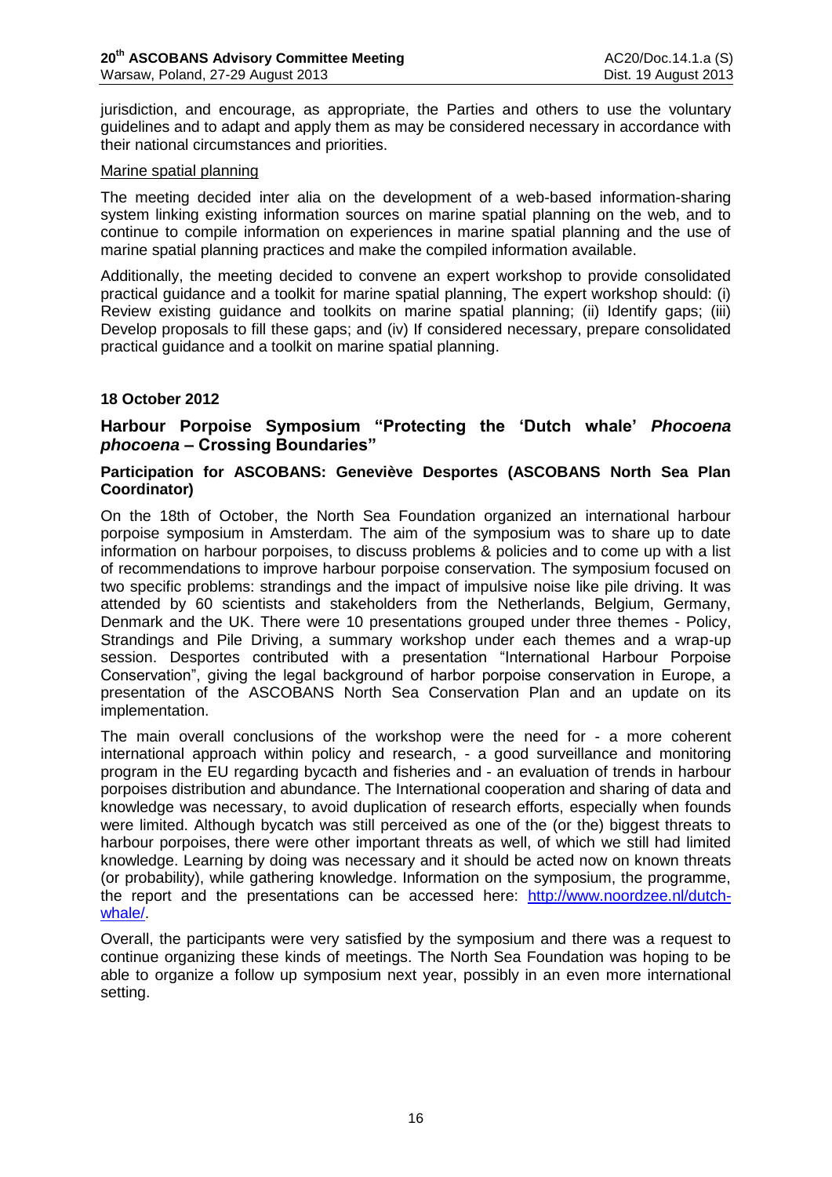jurisdiction, and encourage, as appropriate, the Parties and others to use the voluntary guidelines and to adapt and apply them as may be considered necessary in accordance with their national circumstances and priorities.

Marine spatial planning

The meeting decided inter alia on the development of a web-based information-sharing system linking existing information sources on marine spatial planning on the web, and to continue to compile information on experiences in marine spatial planning and the use of marine spatial planning practices and make the compiled information available.

Additionally, the meeting decided to convene an expert workshop to provide consolidated practical guidance and a toolkit for marine spatial planning, The expert workshop should: (i) Review existing guidance and toolkits on marine spatial planning; (ii) Identify gaps; (iii) Develop proposals to fill these gaps; and (iv) If considered necessary, prepare consolidated practical guidance and a toolkit on marine spatial planning.

**18 October 2012**

## Harbour Porpoise Symposium "Protecting the 'Dutch whale' *Phocoena phocoena* – Crossing Boundaries"

### Participation for ASCOBANS: Geneviève Desportes (ASCOBANS North Sea Plan Coordinator)

On the 18th of October, the North Sea Foundation organized an international harbour porpoise symposium in Amsterdam. The aim of the symposium was to share up to date information on harbour porpoises, to discuss problems & policies and to come up with a list of recommendations to improve harbour porpoise conservation. The symposium focused on two specific problems: strandings and the impact of impulsive noise like pile driving. It was attended by 60 scientists and stakeholders from the Netherlands, Belgium, Germany, Denmark and the UK. There were 10 presentations grouped under three themes - Policy, Strandings and Pile Driving, a summary workshop under each themes and a wrap-up session. Desportes contributed with a presentation "International Harbour Porpoise Conservation", giving the legal background of harbor porpoise conservation in Europe, a presentation of the ASCOBANS North Sea Conservation Plan and an update on its implementation.

The main overall conclusions of the workshop were the need for - a more coherent international approach within policy and research, - a good surveillance and monitoring program in the EU regarding bycacth and fisheries and - an evaluation of trends in harbour porpoises distribution and abundance. The International cooperation and sharing of data and knowledge was necessary, to avoid duplication of research efforts, especially when founds were limited. Although bycatch was still perceived as one of the (or the) biggest threats to harbour porpoises, there were other important threats as well, of which we still had limited knowledge. Learning by doing was necessary and it should be acted now on known threats (or probability), while gathering knowledge. Information on the symposium, the programme, the report and the presentations can be accessed here: http://www.noordzee.nl/dutch-whale/.

Overall, the participants were very satisfied by the symposium and there was a request to continue organizing these kinds of meetings. The North Sea Foundation was hoping to be able to organize a follow up symposium next year, possibly in an even more international setting.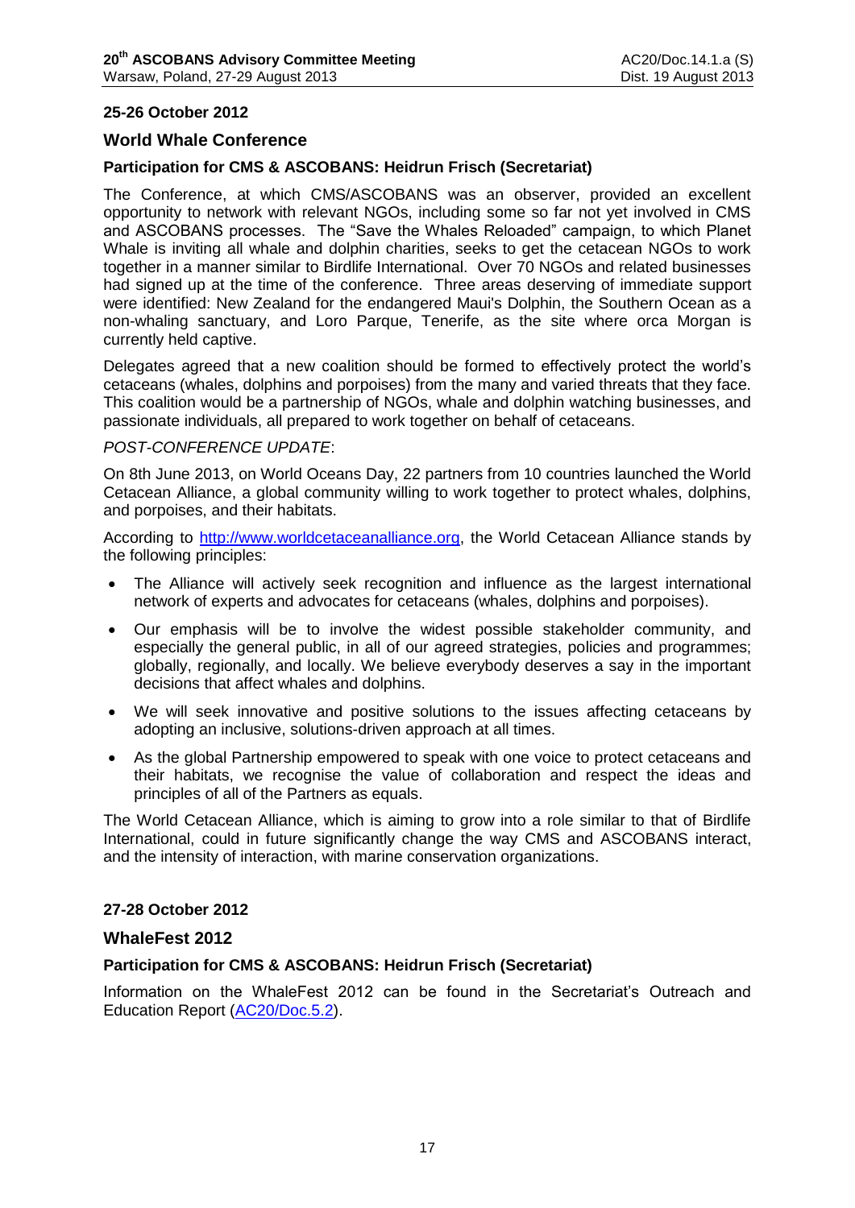**25-26 October 2012**

## World Whale Conference

### Participation for CMS & ASCOBANS: Heidrun Frisch (Secretariat)

The Conference, at which CMS/ASCOBANS was an observer, provided an excellent opportunity to network with relevant NGOs, including some so far not yet involved in CMS and ASCOBANS processes. The “Save the Whales Reloaded” campaign, to which Planet Whale is inviting all whale and dolphin charities, seeks to get the cetacean NGOs to work together in a manner similar to Birdlife International. Over 70 NGOs and related businesses had signed up at the time of the conference. Three areas deserving of immediate support were identified: New Zealand for the endangered Maui's Dolphin, the Southern Ocean as a non-whaling sanctuary, and Loro Parque, Tenerife, as the site where orca Morgan is currently held captive.

Delegates agreed that a new coalition should be formed to effectively protect the world’s cetaceans (whales, dolphins and porpoises) from the many and varied threats that they face. This coalition would be a partnership of NGOs, whale and dolphin watching businesses, and passionate individuals, all prepared to work together on behalf of cetaceans.

*POST-CONFERENCE UPDATE*:

On 8th June 2013, on World Oceans Day, 22 partners from 10 countries launched the World Cetacean Alliance, a global community willing to work together to protect whales, dolphins, and porpoises, and their habitats.

According to http://www.worldcetaceanalliance.org, the World Cetacean Alliance stands by the following principles:

- The Alliance will actively seek recognition and influence as the largest international network of experts and advocates for cetaceans (whales, dolphins and porpoises).
- Our emphasis will be to involve the widest possible stakeholder community, and especially the general public, in all of our agreed strategies, policies and programmes; globally, regionally, and locally. We believe everybody deserves a say in the important decisions that affect whales and dolphins.
- We will seek innovative and positive solutions to the issues affecting cetaceans by adopting an inclusive, solutions-driven approach at all times.
- As the global Partnership empowered to speak with one voice to protect cetaceans and their habitats, we recognise the value of collaboration and respect the ideas and principles of all of the Partners as equals.

The World Cetacean Alliance, which is aiming to grow into a role similar to that of Birdlife International, could in future significantly change the way CMS and ASCOBANS interact, and the intensity of interaction, with marine conservation organizations.

**27-28 October 2012**

## WhaleFest 2012

### Participation for CMS & ASCOBANS: Heidrun Frisch (Secretariat)

Information on the WhaleFest 2012 can be found in the Secretariat’s Outreach and Education Report (AC20/Doc.5.2).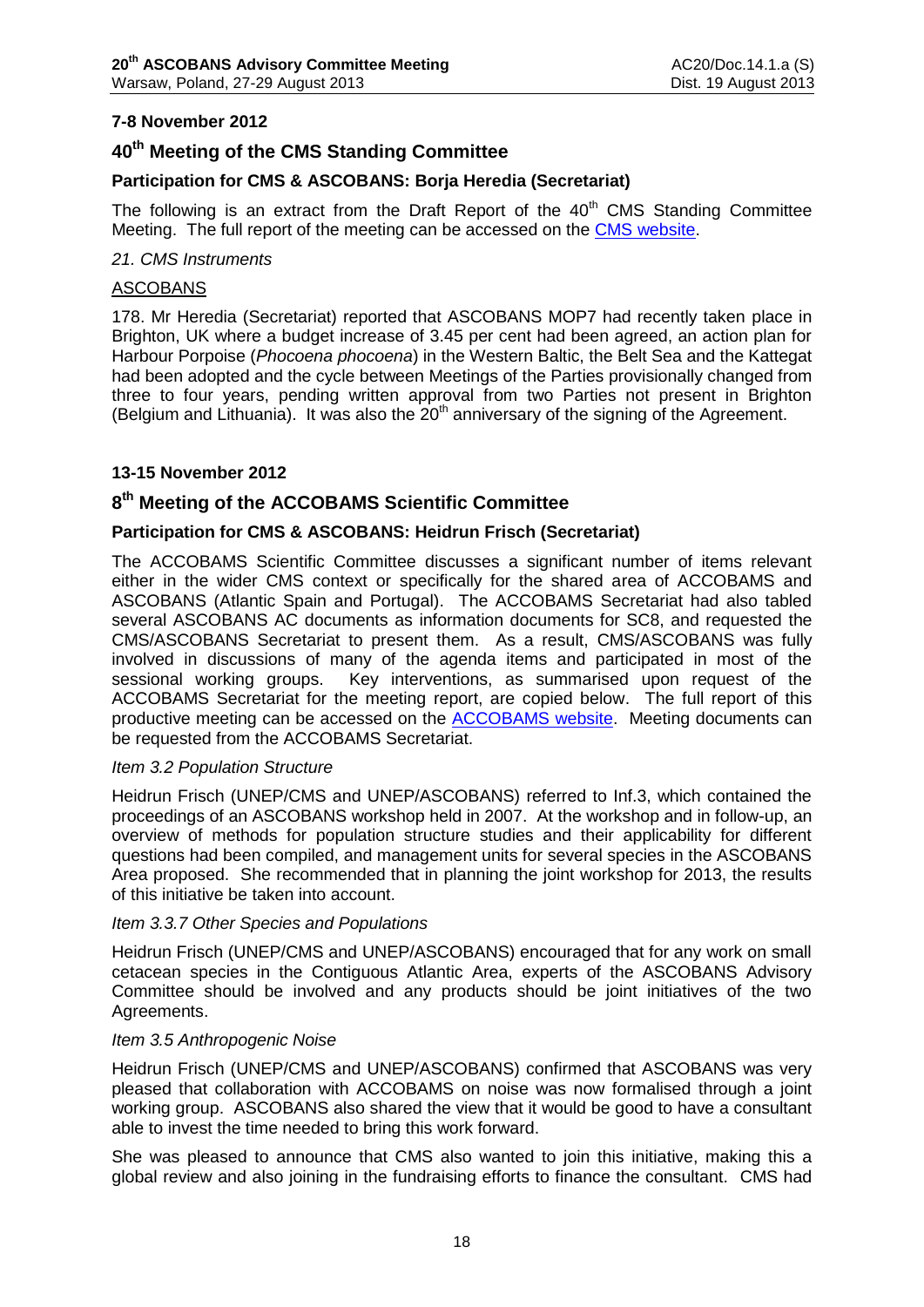**7-8 November 2012**

## 40th Meeting of the CMS Standing Committee

### Participation for CMS & ASCOBANS: Borja Heredia (Secretariat)

The following is an extract from the Draft Report of the 40th CMS Standing Committee Meeting. The full report of the meeting can be accessed on the [CMS website](CMS website).

*21. CMS Instruments*

ASCOBANS

178. Mr Heredia (Secretariat) reported that ASCOBANS MOP7 had recently taken place in Brighton, UK where a budget increase of 3.45 per cent had been agreed, an action plan for Harbour Porpoise (*Phocoena phocoena*) in the Western Baltic, the Belt Sea and the Kattegat had been adopted and the cycle between Meetings of the Parties provisionally changed from three to four years, pending written approval from two Parties not present in Brighton (Belgium and Lithuania). It was also the 20th anniversary of the signing of the Agreement.

**13-15 November 2012**

## 8th Meeting of the ACCOBAMS Scientific Committee

### Participation for CMS & ASCOBANS: Heidrun Frisch (Secretariat)

The ACCOBAMS Scientific Committee discusses a significant number of items relevant either in the wider CMS context or specifically for the shared area of ACCOBAMS and ASCOBANS (Atlantic Spain and Portugal). The ACCOBAMS Secretariat had also tabled several ASCOBANS AC documents as information documents for SC8, and requested the CMS/ASCOBANS Secretariat to present them. As a result, CMS/ASCOBANS was fully involved in discussions of many of the agenda items and participated in most of the sessional working groups. Key interventions, as summarised upon request of the ACCOBAMS Secretariat for the meeting report, are copied below. The full report of this productive meeting can be accessed on the [ACCOBAMS website](ACCOBAMS website). Meeting documents can be requested from the ACCOBAMS Secretariat.

*Item 3.2 Population Structure*

Heidrun Frisch (UNEP/CMS and UNEP/ASCOBANS) referred to Inf.3, which contained the proceedings of an ASCOBANS workshop held in 2007. At the workshop and in follow-up, an overview of methods for population structure studies and their applicability for different questions had been compiled, and management units for several species in the ASCOBANS Area proposed. She recommended that in planning the joint workshop for 2013, the results of this initiative be taken into account.

*Item 3.3.7 Other Species and Populations*

Heidrun Frisch (UNEP/CMS and UNEP/ASCOBANS) encouraged that for any work on small cetacean species in the Contiguous Atlantic Area, experts of the ASCOBANS Advisory Committee should be involved and any products should be joint initiatives of the two Agreements.

*Item 3.5 Anthropogenic Noise*

Heidrun Frisch (UNEP/CMS and UNEP/ASCOBANS) confirmed that ASCOBANS was very pleased that collaboration with ACCOBAMS on noise was now formalised through a joint working group. ASCOBANS also shared the view that it would be good to have a consultant able to invest the time needed to bring this work forward.

She was pleased to announce that CMS also wanted to join this initiative, making this a global review and also joining in the fundraising efforts to finance the consultant. CMS had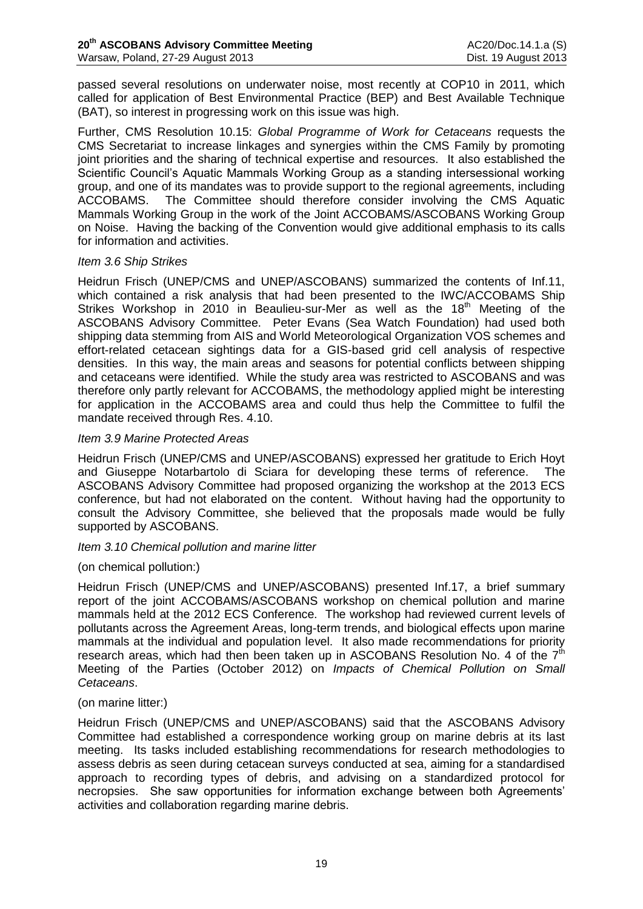passed several resolutions on underwater noise, most recently at COP10 in 2011, which called for application of Best Environmental Practice (BEP) and Best Available Technique (BAT), so interest in progressing work on this issue was high.

Further, CMS Resolution 10.15: *Global Programme of Work for Cetaceans* requests the CMS Secretariat to increase linkages and synergies within the CMS Family by promoting joint priorities and the sharing of technical expertise and resources. It also established the Scientific Council's Aquatic Mammals Working Group as a standing intersessional working group, and one of its mandates was to provide support to the regional agreements, including ACCOBAMS. The Committee should therefore consider involving the CMS Aquatic Mammals Working Group in the work of the Joint ACCOBAMS/ASCOBANS Working Group on Noise. Having the backing of the Convention would give additional emphasis to its calls for information and activities.

*Item 3.6 Ship Strikes*

Heidrun Frisch (UNEP/CMS and UNEP/ASCOBANS) summarized the contents of Inf.11, which contained a risk analysis that had been presented to the IWC/ACCOBAMS Ship Strikes Workshop in 2010 in Beaulieu-sur-Mer as well as the 18th Meeting of the ASCOBANS Advisory Committee. Peter Evans (Sea Watch Foundation) had used both shipping data stemming from AIS and World Meteorological Organization VOS schemes and effort-related cetacean sightings data for a GIS-based grid cell analysis of respective densities. In this way, the main areas and seasons for potential conflicts between shipping and cetaceans were identified. While the study area was restricted to ASCOBANS and was therefore only partly relevant for ACCOBAMS, the methodology applied might be interesting for application in the ACCOBAMS area and could thus help the Committee to fulfil the mandate received through Res. 4.10.

*Item 3.9 Marine Protected Areas*

Heidrun Frisch (UNEP/CMS and UNEP/ASCOBANS) expressed her gratitude to Erich Hoyt and Giuseppe Notarbartolo di Sciara for developing these terms of reference. The ASCOBANS Advisory Committee had proposed organizing the workshop at the 2013 ECS conference, but had not elaborated on the content. Without having had the opportunity to consult the Advisory Committee, she believed that the proposals made would be fully supported by ASCOBANS.

*Item 3.10 Chemical pollution and marine litter*

(on chemical pollution:)

Heidrun Frisch (UNEP/CMS and UNEP/ASCOBANS) presented Inf.17, a brief summary report of the joint ACCOBAMS/ASCOBANS workshop on chemical pollution and marine mammals held at the 2012 ECS Conference. The workshop had reviewed current levels of pollutants across the Agreement Areas, long-term trends, and biological effects upon marine mammals at the individual and population level. It also made recommendations for priority research areas, which had then been taken up in ASCOBANS Resolution No. 4 of the 7th Meeting of the Parties (October 2012) on *Impacts of Chemical Pollution on Small Cetaceans*.

(on marine litter:)

Heidrun Frisch (UNEP/CMS and UNEP/ASCOBANS) said that the ASCOBANS Advisory Committee had established a correspondence working group on marine debris at its last meeting. Its tasks included establishing recommendations for research methodologies to assess debris as seen during cetacean surveys conducted at sea, aiming for a standardised approach to recording types of debris, and advising on a standardized protocol for necropsies. She saw opportunities for information exchange between both Agreements' activities and collaboration regarding marine debris.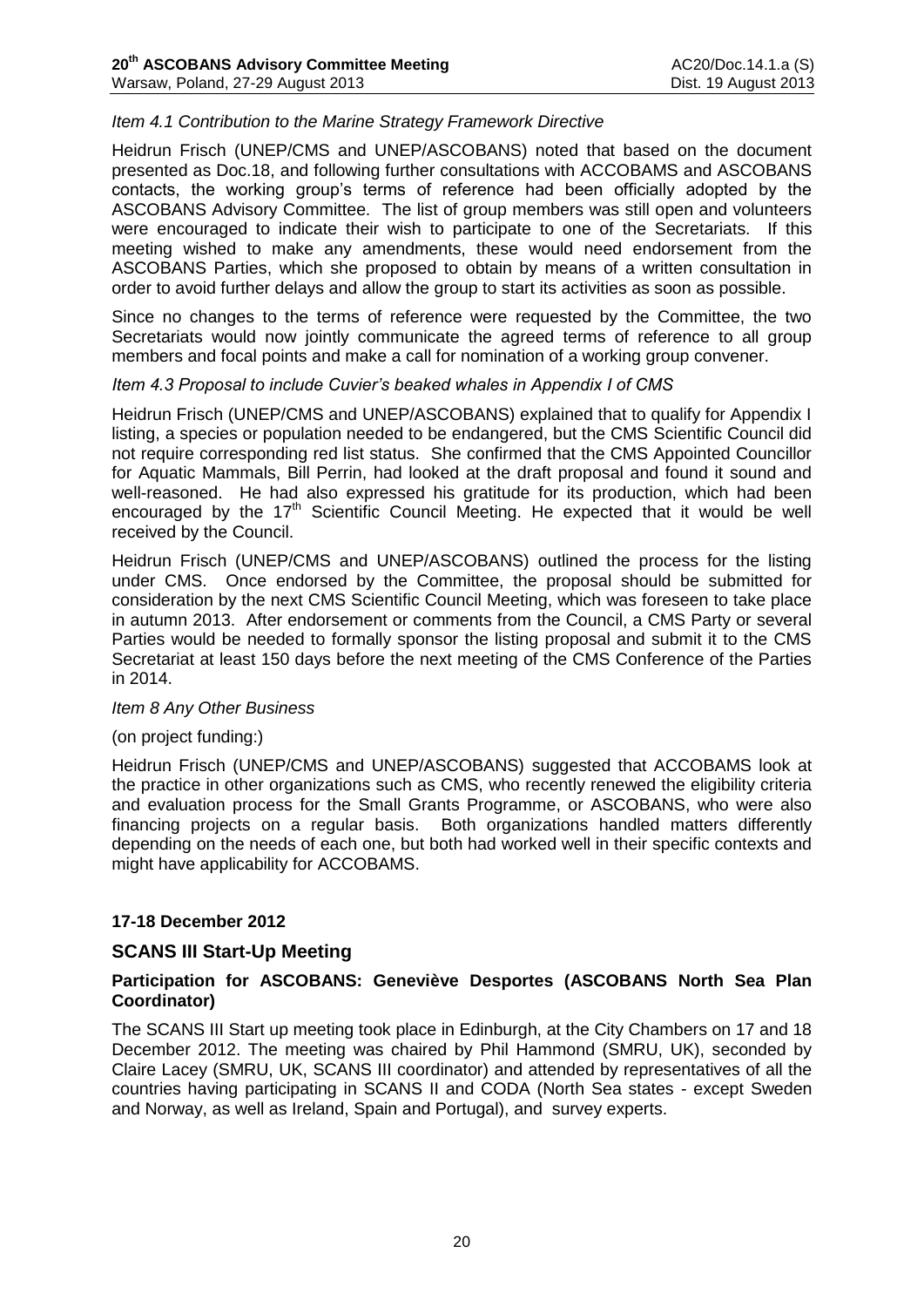*Item 4.1 Contribution to the Marine Strategy Framework Directive*

Heidrun Frisch (UNEP/CMS and UNEP/ASCOBANS) noted that based on the document presented as Doc.18, and following further consultations with ACCOBAMS and ASCOBANS contacts, the working group's terms of reference had been officially adopted by the ASCOBANS Advisory Committee. The list of group members was still open and volunteers were encouraged to indicate their wish to participate to one of the Secretariats. If this meeting wished to make any amendments, these would need endorsement from the ASCOBANS Parties, which she proposed to obtain by means of a written consultation in order to avoid further delays and allow the group to start its activities as soon as possible.

Since no changes to the terms of reference were requested by the Committee, the two Secretariats would now jointly communicate the agreed terms of reference to all group members and focal points and make a call for nomination of a working group convener.

*Item 4.3 Proposal to include Cuvier's beaked whales in Appendix I of CMS*

Heidrun Frisch (UNEP/CMS and UNEP/ASCOBANS) explained that to qualify for Appendix I listing, a species or population needed to be endangered, but the CMS Scientific Council did not require corresponding red list status. She confirmed that the CMS Appointed Councillor for Aquatic Mammals, Bill Perrin, had looked at the draft proposal and found it sound and well-reasoned. He had also expressed his gratitude for its production, which had been encouraged by the 17th Scientific Council Meeting. He expected that it would be well received by the Council.

Heidrun Frisch (UNEP/CMS and UNEP/ASCOBANS) outlined the process for the listing under CMS. Once endorsed by the Committee, the proposal should be submitted for consideration by the next CMS Scientific Council Meeting, which was foreseen to take place in autumn 2013. After endorsement or comments from the Council, a CMS Party or several Parties would be needed to formally sponsor the listing proposal and submit it to the CMS Secretariat at least 150 days before the next meeting of the CMS Conference of the Parties in 2014.

*Item 8 Any Other Business*

(on project funding:)

Heidrun Frisch (UNEP/CMS and UNEP/ASCOBANS) suggested that ACCOBAMS look at the practice in other organizations such as CMS, who recently renewed the eligibility criteria and evaluation process for the Small Grants Programme, or ASCOBANS, who were also financing projects on a regular basis. Both organizations handled matters differently depending on the needs of each one, but both had worked well in their specific contexts and might have applicability for ACCOBAMS.

**17-18 December 2012**

## SCANS III Start-Up Meeting

### Participation for ASCOBANS: Geneviève Desportes (ASCOBANS North Sea Plan Coordinator)

The SCANS III Start up meeting took place in Edinburgh, at the City Chambers on 17 and 18 December 2012. The meeting was chaired by Phil Hammond (SMRU, UK), seconded by Claire Lacey (SMRU, UK, SCANS III coordinator) and attended by representatives of all the countries having participating in SCANS II and CODA (North Sea states - except Sweden and Norway, as well as Ireland, Spain and Portugal), and survey experts.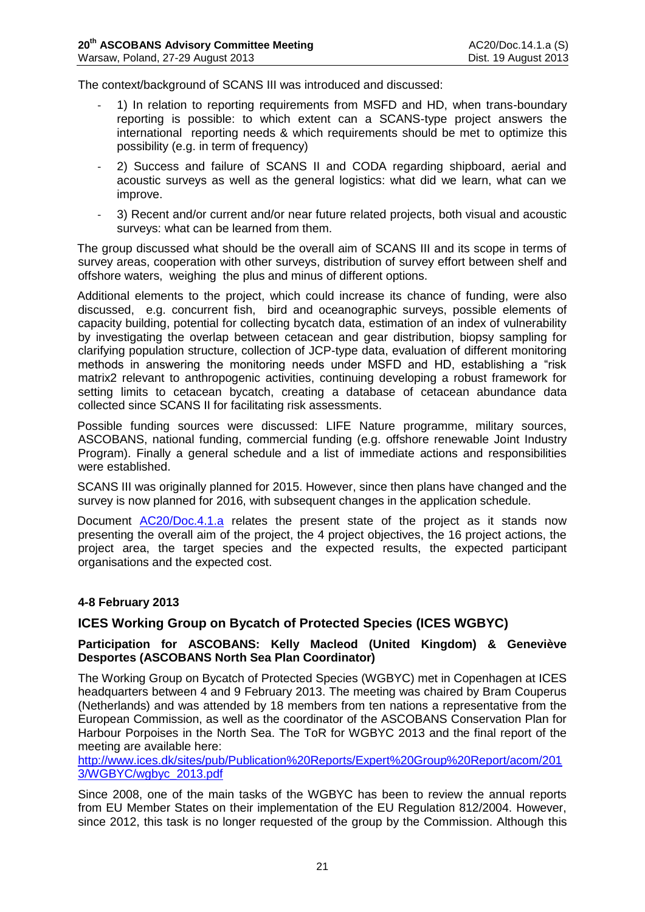The context/background of SCANS III was introduced and discussed:

- 1) In relation to reporting requirements from MSFD and HD, when trans-boundary reporting is possible: to which extent can a SCANS-type project answers the international reporting needs & which requirements should be met to optimize this possibility (e.g. in term of frequency)
- 2) Success and failure of SCANS II and CODA regarding shipboard, aerial and acoustic surveys as well as the general logistics: what did we learn, what can we improve.
- 3) Recent and/or current and/or near future related projects, both visual and acoustic surveys: what can be learned from them.

The group discussed what should be the overall aim of SCANS III and its scope in terms of survey areas, cooperation with other surveys, distribution of survey effort between shelf and offshore waters, weighing the plus and minus of different options.

Additional elements to the project, which could increase its chance of funding, were also discussed, e.g. concurrent fish, bird and oceanographic surveys, possible elements of capacity building, potential for collecting bycatch data, estimation of an index of vulnerability by investigating the overlap between cetacean and gear distribution, biopsy sampling for clarifying population structure, collection of JCP-type data, evaluation of different monitoring methods in answering the monitoring needs under MSFD and HD, establishing a "risk matrix2 relevant to anthropogenic activities, continuing developing a robust framework for setting limits to cetacean bycatch, creating a database of cetacean abundance data collected since SCANS II for facilitating risk assessments.

Possible funding sources were discussed: LIFE Nature programme, military sources, ASCOBANS, national funding, commercial funding (e.g. offshore renewable Joint Industry Program). Finally a general schedule and a list of immediate actions and responsibilities were established.

SCANS III was originally planned for 2015. However, since then plans have changed and the survey is now planned for 2016, with subsequent changes in the application schedule.

Document AC20/Doc.4.1.a relates the present state of the project as it stands now presenting the overall aim of the project, the 4 project objectives, the 16 project actions, the project area, the target species and the expected results, the expected participant organisations and the expected cost.

**4-8 February 2013**

## ICES Working Group on Bycatch of Protected Species (ICES WGBYC)

**Participation for ASCOBANS: Kelly Macleod (United Kingdom) & Geneviève Desportes (ASCOBANS North Sea Plan Coordinator)**

The Working Group on Bycatch of Protected Species (WGBYC) met in Copenhagen at ICES headquarters between 4 and 9 February 2013. The meeting was chaired by Bram Couperus (Netherlands) and was attended by 18 members from ten nations a representative from the European Commission, as well as the coordinator of the ASCOBANS Conservation Plan for Harbour Porpoises in the North Sea. The ToR for WGBYC 2013 and the final report of the meeting are available here:
http://www.ices.dk/sites/pub/Publication%20Reports/Expert%20Group%20Report/acom/2013/WGBYC/wgbyc_2013.pdf

Since 2008, one of the main tasks of the WGBYC has been to review the annual reports from EU Member States on their implementation of the EU Regulation 812/2004. However, since 2012, this task is no longer requested of the group by the Commission. Although this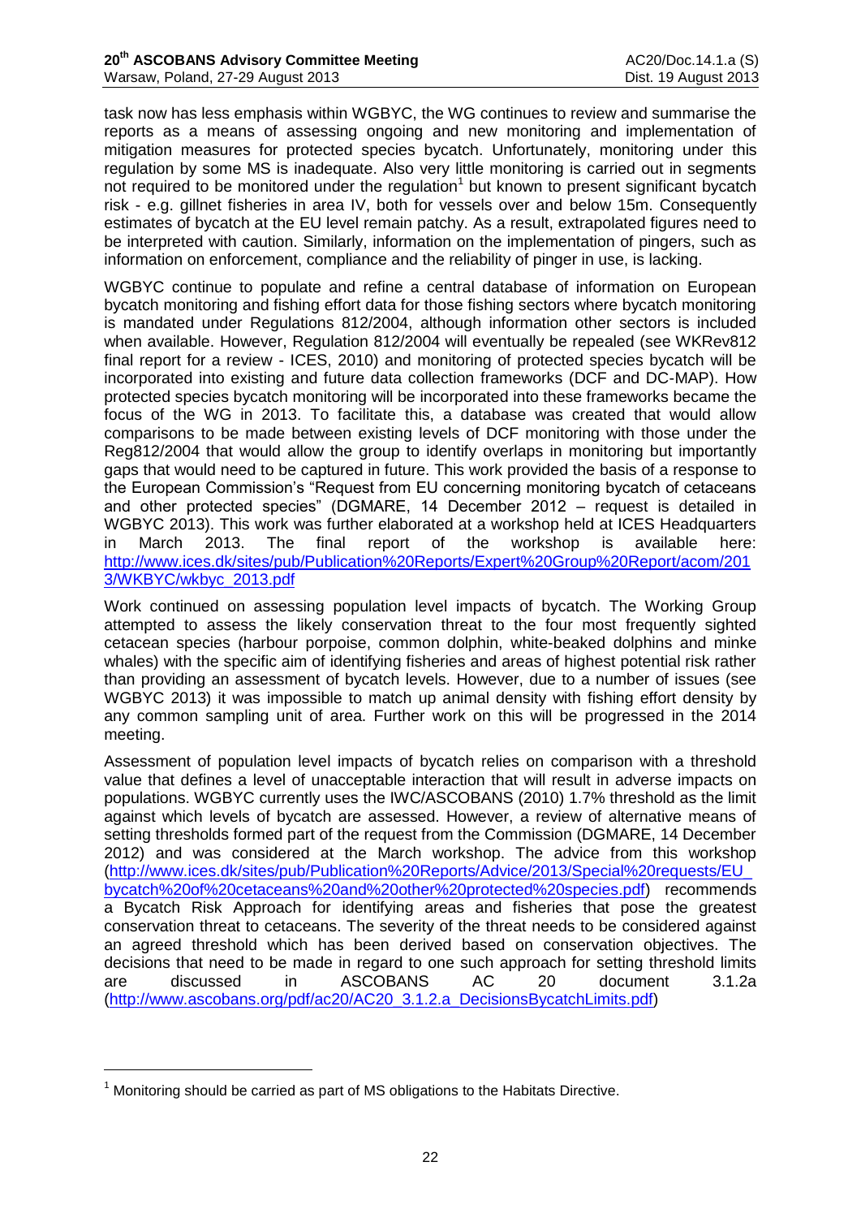task now has less emphasis within WGBYC, the WG continues to review and summarise the reports as a means of assessing ongoing and new monitoring and implementation of mitigation measures for protected species bycatch. Unfortunately, monitoring under this regulation by some MS is inadequate. Also very little monitoring is carried out in segments not required to be monitored under the regulation[1] but known to present significant bycatch risk - e.g. gillnet fisheries in area IV, both for vessels over and below 15m. Consequently estimates of bycatch at the EU level remain patchy. As a result, extrapolated figures need to be interpreted with caution. Similarly, information on the implementation of pingers, such as information on enforcement, compliance and the reliability of pinger in use, is lacking.

WGBYC continue to populate and refine a central database of information on European bycatch monitoring and fishing effort data for those fishing sectors where bycatch monitoring is mandated under Regulations 812/2004, although information other sectors is included when available. However, Regulation 812/2004 will eventually be repealed (see WKRev812 final report for a review - ICES, 2010) and monitoring of protected species bycatch will be incorporated into existing and future data collection frameworks (DCF and DC-MAP). How protected species bycatch monitoring will be incorporated into these frameworks became the focus of the WG in 2013. To facilitate this, a database was created that would allow comparisons to be made between existing levels of DCF monitoring with those under the Reg812/2004 that would allow the group to identify overlaps in monitoring but importantly gaps that would need to be captured in future. This work provided the basis of a response to the European Commission's "Request from EU concerning monitoring bycatch of cetaceans and other protected species" (DGMARE, 14 December 2012 – request is detailed in WGBYC 2013). This work was further elaborated at a workshop held at ICES Headquarters in March 2013. The final report of the workshop is available here: http://www.ices.dk/sites/pub/Publication%20Reports/Expert%20Group%20Report/acom/2013/WKBYC/wkbyc_2013.pdf

Work continued on assessing population level impacts of bycatch. The Working Group attempted to assess the likely conservation threat to the four most frequently sighted cetacean species (harbour porpoise, common dolphin, white-beaked dolphins and minke whales) with the specific aim of identifying fisheries and areas of highest potential risk rather than providing an assessment of bycatch levels. However, due to a number of issues (see WGBYC 2013) it was impossible to match up animal density with fishing effort density by any common sampling unit of area. Further work on this will be progressed in the 2014 meeting.

Assessment of population level impacts of bycatch relies on comparison with a threshold value that defines a level of unacceptable interaction that will result in adverse impacts on populations. WGBYC currently uses the IWC/ASCOBANS (2010) 1.7% threshold as the limit against which levels of bycatch are assessed. However, a review of alternative means of setting thresholds formed part of the request from the Commission (DGMARE, 14 December 2012) and was considered at the March workshop. The advice from this workshop (http://www.ices.dk/sites/pub/Publication%20Reports/Advice/2013/Special%20requests/EU_bycatch%20of%20cetaceans%20and%20other%20protected%20species.pdf) recommends a Bycatch Risk Approach for identifying areas and fisheries that pose the greatest conservation threat to cetaceans. The severity of the threat needs to be considered against an agreed threshold which has been derived based on conservation objectives. The decisions that need to be made in regard to one such approach for setting threshold limits are discussed in ASCOBANS AC 20 document 3.1.2a (http://www.ascobans.org/pdf/ac20/AC20_3.1.2.a_DecisionsBycatchLimits.pdf)

[1] Monitoring should be carried as part of MS obligations to the Habitats Directive.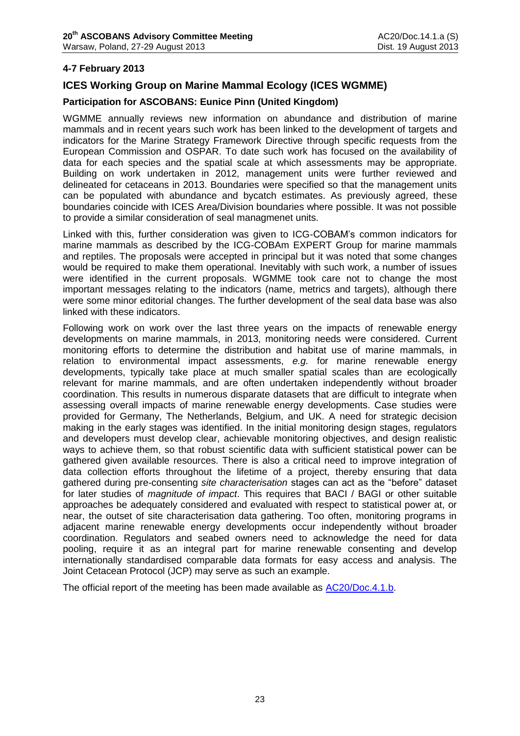**4-7 February 2013**

### ICES Working Group on Marine Mammal Ecology (ICES WGMME)

**Participation for ASCOBANS: Eunice Pinn (United Kingdom)**

WGMME annually reviews new information on abundance and distribution of marine mammals and in recent years such work has been linked to the development of targets and indicators for the Marine Strategy Framework Directive through specific requests from the European Commission and OSPAR. To date such work has focused on the availability of data for each species and the spatial scale at which assessments may be appropriate. Building on work undertaken in 2012, management units were further reviewed and delineated for cetaceans in 2013. Boundaries were specified so that the management units can be populated with abundance and bycatch estimates. As previously agreed, these boundaries coincide with ICES Area/Division boundaries where possible. It was not possible to provide a similar consideration of seal managmenet units.

Linked with this, further consideration was given to ICG-COBAM's common indicators for marine mammals as described by the ICG-COBAm EXPERT Group for marine mammals and reptiles. The proposals were accepted in principal but it was noted that some changes would be required to make them operational. Inevitably with such work, a number of issues were identified in the current proposals. WGMME took care not to change the most important messages relating to the indicators (name, metrics and targets), although there were some minor editorial changes. The further development of the seal data base was also linked with these indicators.

Following work on work over the last three years on the impacts of renewable energy developments on marine mammals, in 2013, monitoring needs were considered. Current monitoring efforts to determine the distribution and habitat use of marine mammals, in relation to environmental impact assessments, *e.g.* for marine renewable energy developments, typically take place at much smaller spatial scales than are ecologically relevant for marine mammals, and are often undertaken independently without broader coordination. This results in numerous disparate datasets that are difficult to integrate when assessing overall impacts of marine renewable energy developments. Case studies were provided for Germany, The Netherlands, Belgium, and UK. A need for strategic decision making in the early stages was identified. In the initial monitoring design stages, regulators and developers must develop clear, achievable monitoring objectives, and design realistic ways to achieve them, so that robust scientific data with sufficient statistical power can be gathered given available resources. There is also a critical need to improve integration of data collection efforts throughout the lifetime of a project, thereby ensuring that data gathered during pre-consenting *site characterisation* stages can act as the "before" dataset for later studies of *magnitude of impact*. This requires that BACI / BAGI or other suitable approaches be adequately considered and evaluated with respect to statistical power at, or near, the outset of site characterisation data gathering. Too often, monitoring programs in adjacent marine renewable energy developments occur independently without broader coordination. Regulators and seabed owners need to acknowledge the need for data pooling, require it as an integral part for marine renewable consenting and develop internationally standardised comparable data formats for easy access and analysis. The Joint Cetacean Protocol (JCP) may serve as such an example.

The official report of the meeting has been made available as AC20/Doc.4.1.b.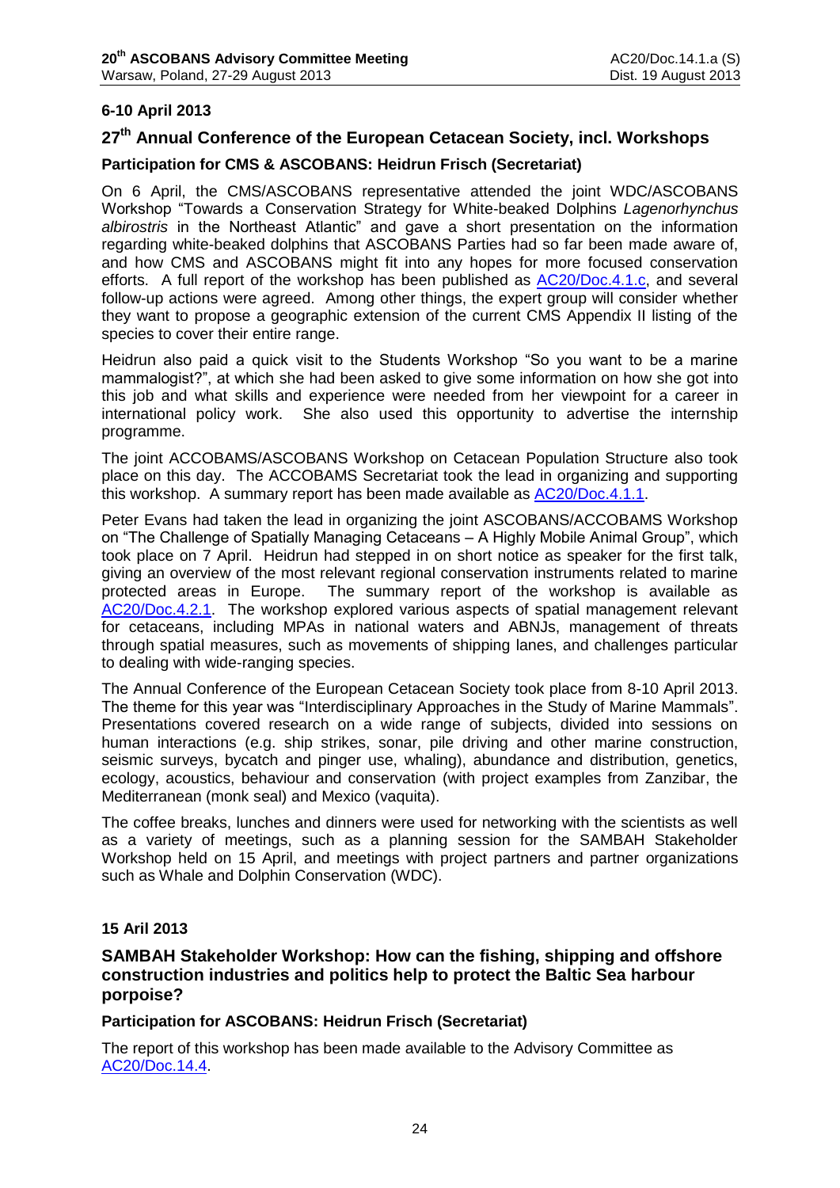**6-10 April 2013**

## 27th Annual Conference of the European Cetacean Society, incl. Workshops

**Participation for CMS & ASCOBANS: Heidrun Frisch (Secretariat)**

On 6 April, the CMS/ASCOBANS representative attended the joint WDC/ASCOBANS Workshop "Towards a Conservation Strategy for White-beaked Dolphins *Lagenorhynchus albirostris* in the Northeast Atlantic" and gave a short presentation on the information regarding white-beaked dolphins that ASCOBANS Parties had so far been made aware of, and how CMS and ASCOBANS might fit into any hopes for more focused conservation efforts. A full report of the workshop has been published as AC20/Doc.4.1.c, and several follow-up actions were agreed. Among other things, the expert group will consider whether they want to propose a geographic extension of the current CMS Appendix II listing of the species to cover their entire range.

Heidrun also paid a quick visit to the Students Workshop "So you want to be a marine mammalogist?", at which she had been asked to give some information on how she got into this job and what skills and experience were needed from her viewpoint for a career in international policy work. She also used this opportunity to advertise the internship programme.

The joint ACCOBAMS/ASCOBANS Workshop on Cetacean Population Structure also took place on this day. The ACCOBAMS Secretariat took the lead in organizing and supporting this workshop. A summary report has been made available as AC20/Doc.4.1.1.

Peter Evans had taken the lead in organizing the joint ASCOBANS/ACCOBAMS Workshop on "The Challenge of Spatially Managing Cetaceans – A Highly Mobile Animal Group", which took place on 7 April. Heidrun had stepped in on short notice as speaker for the first talk, giving an overview of the most relevant regional conservation instruments related to marine protected areas in Europe. The summary report of the workshop is available as AC20/Doc.4.2.1. The workshop explored various aspects of spatial management relevant for cetaceans, including MPAs in national waters and ABNJs, management of threats through spatial measures, such as movements of shipping lanes, and challenges particular to dealing with wide-ranging species.

The Annual Conference of the European Cetacean Society took place from 8-10 April 2013. The theme for this year was "Interdisciplinary Approaches in the Study of Marine Mammals". Presentations covered research on a wide range of subjects, divided into sessions on human interactions (e.g. ship strikes, sonar, pile driving and other marine construction, seismic surveys, bycatch and pinger use, whaling), abundance and distribution, genetics, ecology, acoustics, behaviour and conservation (with project examples from Zanzibar, the Mediterranean (monk seal) and Mexico (vaquita).

The coffee breaks, lunches and dinners were used for networking with the scientists as well as a variety of meetings, such as a planning session for the SAMBAH Stakeholder Workshop held on 15 April, and meetings with project partners and partner organizations such as Whale and Dolphin Conservation (WDC).

**15 Aril 2013**

## SAMBAH Stakeholder Workshop: How can the fishing, shipping and offshore construction industries and politics help to protect the Baltic Sea harbour porpoise?

**Participation for ASCOBANS: Heidrun Frisch (Secretariat)**

The report of this workshop has been made available to the Advisory Committee as AC20/Doc.14.4.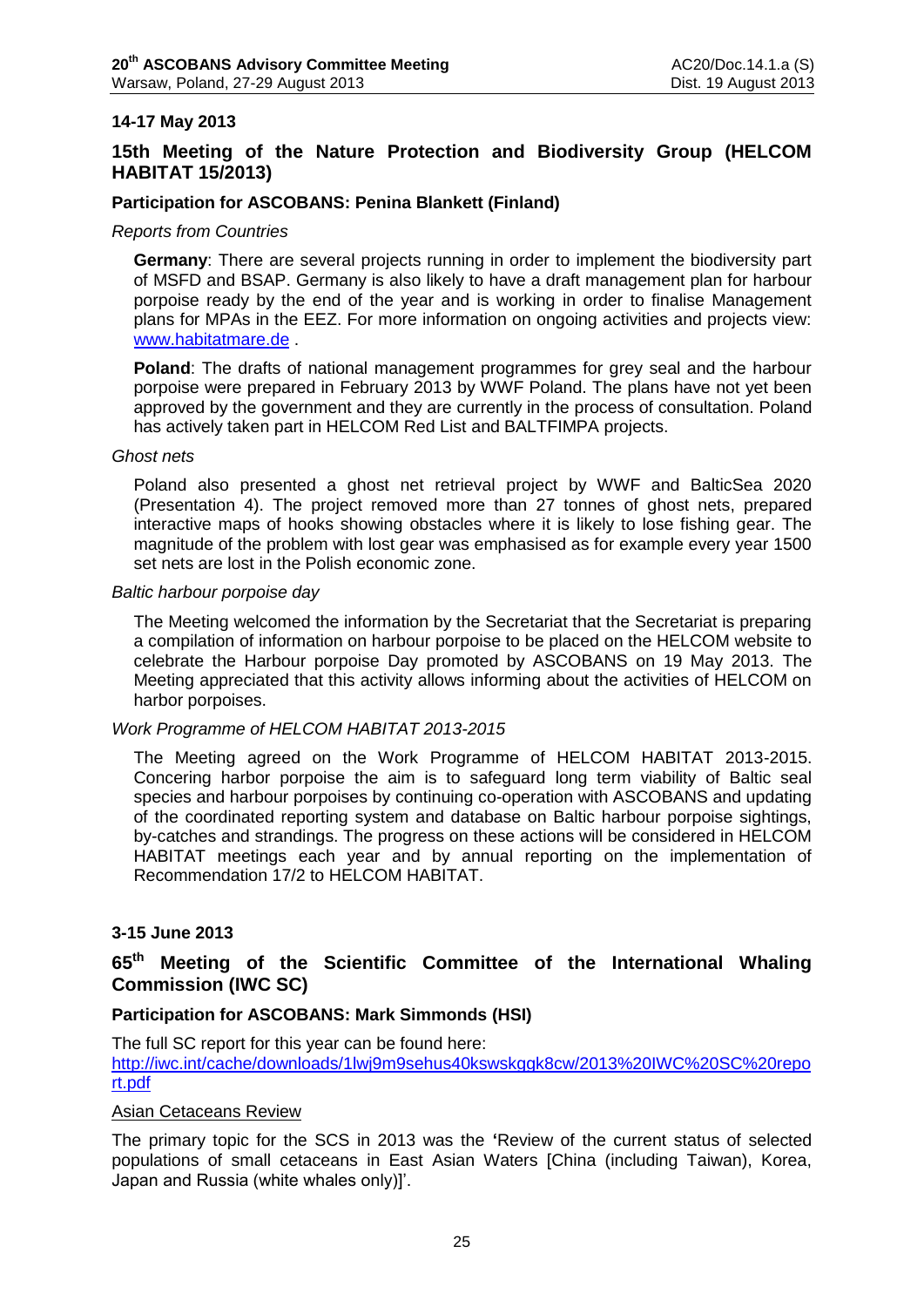**14-17 May 2013**

## 15th Meeting of the Nature Protection and Biodiversity Group (HELCOM HABITAT 15/2013)

**Participation for ASCOBANS: Penina Blankett (Finland)**

*Reports from Countries*

**Germany**: There are several projects running in order to implement the biodiversity part of MSFD and BSAP. Germany is also likely to have a draft management plan for harbour porpoise ready by the end of the year and is working in order to finalise Management plans for MPAs in the EEZ. For more information on ongoing activities and projects view: [www.habitatmare.de](www.habitatmare.de) .

**Poland**: The drafts of national management programmes for grey seal and the harbour porpoise were prepared in February 2013 by WWF Poland. The plans have not yet been approved by the government and they are currently in the process of consultation. Poland has actively taken part in HELCOM Red List and BALTFIMPA projects.

*Ghost nets*

Poland also presented a ghost net retrieval project by WWF and BalticSea 2020 (Presentation 4). The project removed more than 27 tonnes of ghost nets, prepared interactive maps of hooks showing obstacles where it is likely to lose fishing gear. The magnitude of the problem with lost gear was emphasised as for example every year 1500 set nets are lost in the Polish economic zone.

*Baltic harbour porpoise day*

The Meeting welcomed the information by the Secretariat that the Secretariat is preparing a compilation of information on harbour porpoise to be placed on the HELCOM website to celebrate the Harbour porpoise Day promoted by ASCOBANS on 19 May 2013. The Meeting appreciated that this activity allows informing about the activities of HELCOM on harbor porpoises.

*Work Programme of HELCOM HABITAT 2013-2015*

The Meeting agreed on the Work Programme of HELCOM HABITAT 2013-2015. Concering harbor porpoise the aim is to safeguard long term viability of Baltic seal species and harbour porpoises by continuing co-operation with ASCOBANS and updating of the coordinated reporting system and database on Baltic harbour porpoise sightings, by-catches and strandings. The progress on these actions will be considered in HELCOM HABITAT meetings each year and by annual reporting on the implementation of Recommendation 17/2 to HELCOM HABITAT.

**3-15 June 2013**

## 65th Meeting of the Scientific Committee of the International Whaling Commission (IWC SC)

**Participation for ASCOBANS: Mark Simmonds (HSI)**

The full SC report for this year can be found here:
[http://iwc.int/cache/downloads/1lwj9m9sehus40kswskggk8cw/2013%20IWC%20SC%20report.pdf](http://iwc.int/cache/downloads/1lwj9m9sehus40kswskggk8cw/2013%20IWC%20SC%20report.pdf)

Asian Cetaceans Review

The primary topic for the SCS in 2013 was the **'**Review of the current status of selected populations of small cetaceans in East Asian Waters [China (including Taiwan), Korea, Japan and Russia (white whales only)]'.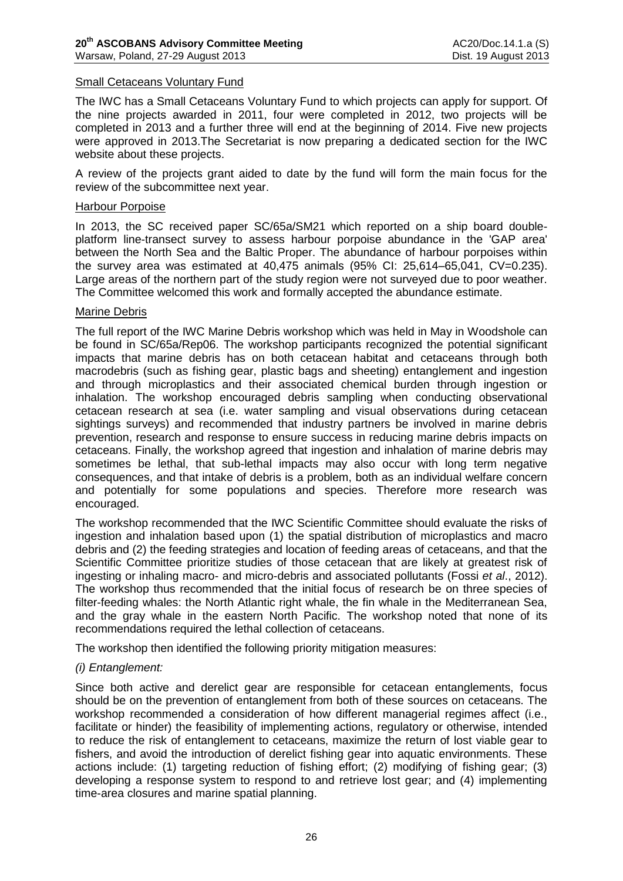Small Cetaceans Voluntary Fund

The IWC has a Small Cetaceans Voluntary Fund to which projects can apply for support. Of the nine projects awarded in 2011, four were completed in 2012, two projects will be completed in 2013 and a further three will end at the beginning of 2014. Five new projects were approved in 2013.The Secretariat is now preparing a dedicated section for the IWC website about these projects.

A review of the projects grant aided to date by the fund will form the main focus for the review of the subcommittee next year.

Harbour Porpoise

In 2013, the SC received paper SC/65a/SM21 which reported on a ship board double-platform line-transect survey to assess harbour porpoise abundance in the 'GAP area' between the North Sea and the Baltic Proper. The abundance of harbour porpoises within the survey area was estimated at 40,475 animals (95% CI: 25,614–65,041, CV=0.235). Large areas of the northern part of the study region were not surveyed due to poor weather. The Committee welcomed this work and formally accepted the abundance estimate.

Marine Debris

The full report of the IWC Marine Debris workshop which was held in May in Woodshole can be found in SC/65a/Rep06. The workshop participants recognized the potential significant impacts that marine debris has on both cetacean habitat and cetaceans through both macrodebris (such as fishing gear, plastic bags and sheeting) entanglement and ingestion and through microplastics and their associated chemical burden through ingestion or inhalation. The workshop encouraged debris sampling when conducting observational cetacean research at sea (i.e. water sampling and visual observations during cetacean sightings surveys) and recommended that industry partners be involved in marine debris prevention, research and response to ensure success in reducing marine debris impacts on cetaceans. Finally, the workshop agreed that ingestion and inhalation of marine debris may sometimes be lethal, that sub-lethal impacts may also occur with long term negative consequences, and that intake of debris is a problem, both as an individual welfare concern and potentially for some populations and species. Therefore more research was encouraged.

The workshop recommended that the IWC Scientific Committee should evaluate the risks of ingestion and inhalation based upon (1) the spatial distribution of microplastics and macro debris and (2) the feeding strategies and location of feeding areas of cetaceans, and that the Scientific Committee prioritize studies of those cetacean that are likely at greatest risk of ingesting or inhaling macro- and micro-debris and associated pollutants (Fossi *et al*., 2012). The workshop thus recommended that the initial focus of research be on three species of filter-feeding whales: the North Atlantic right whale, the fin whale in the Mediterranean Sea, and the gray whale in the eastern North Pacific. The workshop noted that none of its recommendations required the lethal collection of cetaceans.

The workshop then identified the following priority mitigation measures:

*(i) Entanglement:*

Since both active and derelict gear are responsible for cetacean entanglements, focus should be on the prevention of entanglement from both of these sources on cetaceans. The workshop recommended a consideration of how different managerial regimes affect (i.e., facilitate or hinder) the feasibility of implementing actions, regulatory or otherwise, intended to reduce the risk of entanglement to cetaceans, maximize the return of lost viable gear to fishers, and avoid the introduction of derelict fishing gear into aquatic environments. These actions include: (1) targeting reduction of fishing effort; (2) modifying of fishing gear; (3) developing a response system to respond to and retrieve lost gear; and (4) implementing time-area closures and marine spatial planning.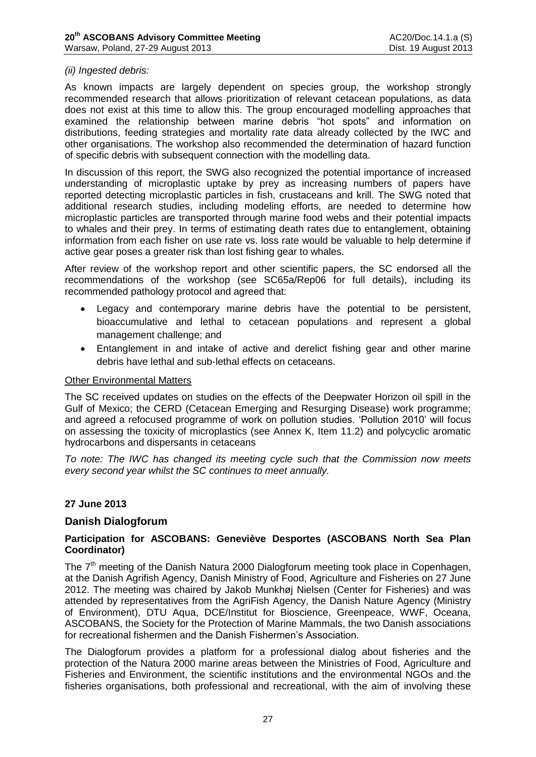*(ii) Ingested debris:*

As known impacts are largely dependent on species group, the workshop strongly recommended research that allows prioritization of relevant cetacean populations, as data does not exist at this time to allow this. The group encouraged modelling approaches that examined the relationship between marine debris "hot spots" and information on distributions, feeding strategies and mortality rate data already collected by the IWC and other organisations. The workshop also recommended the determination of hazard function of specific debris with subsequent connection with the modelling data.

In discussion of this report, the SWG also recognized the potential importance of increased understanding of microplastic uptake by prey as increasing numbers of papers have reported detecting microplastic particles in fish, crustaceans and krill. The SWG noted that additional research studies, including modeling efforts, are needed to determine how microplastic particles are transported through marine food webs and their potential impacts to whales and their prey. In terms of estimating death rates due to entanglement, obtaining information from each fisher on use rate vs. loss rate would be valuable to help determine if active gear poses a greater risk than lost fishing gear to whales.

After review of the workshop report and other scientific papers, the SC endorsed all the recommendations of the workshop (see SC65a/Rep06 for full details), including its recommended pathology protocol and agreed that:

- Legacy and contemporary marine debris have the potential to be persistent, bioaccumulative and lethal to cetacean populations and represent a global management challenge; and
- Entanglement in and intake of active and derelict fishing gear and other marine debris have lethal and sub-lethal effects on cetaceans.

Other Environmental Matters

The SC received updates on studies on the effects of the Deepwater Horizon oil spill in the Gulf of Mexico; the CERD (Cetacean Emerging and Resurging Disease) work programme; and agreed a refocused programme of work on pollution studies. 'Pollution 2010' will focus on assessing the toxicity of microplastics (see Annex K, Item 11.2) and polycyclic aromatic hydrocarbons and dispersants in cetaceans

*To note: The IWC has changed its meeting cycle such that the Commission now meets every second year whilst the SC continues to meet annually.*

**27 June 2013**

## Danish Dialogforum

### Participation for ASCOBANS: Geneviève Desportes (ASCOBANS North Sea Plan Coordinator)

The 7th meeting of the Danish Natura 2000 Dialogforum meeting took place in Copenhagen, at the Danish Agrifish Agency, Danish Ministry of Food, Agriculture and Fisheries on 27 June 2012. The meeting was chaired by Jakob Munkhøj Nielsen (Center for Fisheries) and was attended by representatives from the AgriFish Agency, the Danish Nature Agency (Ministry of Environment), DTU Aqua, DCE/Institut for Bioscience, Greenpeace, WWF, Oceana, ASCOBANS, the Society for the Protection of Marine Mammals, the two Danish associations for recreational fishermen and the Danish Fishermen's Association.

The Dialogforum provides a platform for a professional dialog about fisheries and the protection of the Natura 2000 marine areas between the Ministries of Food, Agriculture and Fisheries and Environment, the scientific institutions and the environmental NGOs and the fisheries organisations, both professional and recreational, with the aim of involving these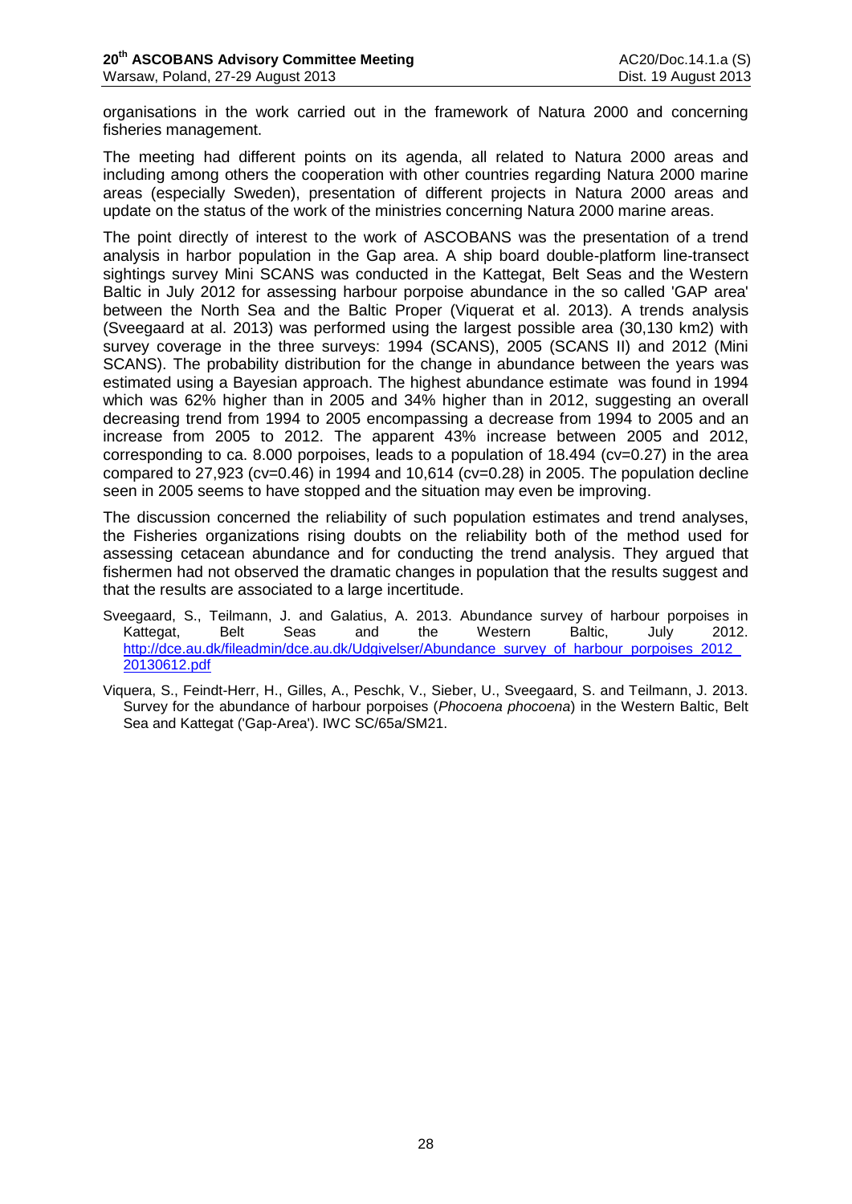organisations in the work carried out in the framework of Natura 2000 and concerning fisheries management.

The meeting had different points on its agenda, all related to Natura 2000 areas and including among others the cooperation with other countries regarding Natura 2000 marine areas (especially Sweden), presentation of different projects in Natura 2000 areas and update on the status of the work of the ministries concerning Natura 2000 marine areas.

The point directly of interest to the work of ASCOBANS was the presentation of a trend analysis in harbor population in the Gap area. A ship board double-platform line-transect sightings survey Mini SCANS was conducted in the Kattegat, Belt Seas and the Western Baltic in July 2012 for assessing harbour porpoise abundance in the so called 'GAP area' between the North Sea and the Baltic Proper (Viquerat et al. 2013). A trends analysis (Sveegaard at al. 2013) was performed using the largest possible area (30,130 km2) with survey coverage in the three surveys: 1994 (SCANS), 2005 (SCANS II) and 2012 (Mini SCANS). The probability distribution for the change in abundance between the years was estimated using a Bayesian approach. The highest abundance estimate was found in 1994 which was 62% higher than in 2005 and 34% higher than in 2012, suggesting an overall decreasing trend from 1994 to 2005 encompassing a decrease from 1994 to 2005 and an increase from 2005 to 2012. The apparent 43% increase between 2005 and 2012, corresponding to ca. 8.000 porpoises, leads to a population of 18.494 (cv=0.27) in the area compared to 27,923 (cv=0.46) in 1994 and 10,614 (cv=0.28) in 2005. The population decline seen in 2005 seems to have stopped and the situation may even be improving.

The discussion concerned the reliability of such population estimates and trend analyses, the Fisheries organizations rising doubts on the reliability both of the method used for assessing cetacean abundance and for conducting the trend analysis. They argued that fishermen had not observed the dramatic changes in population that the results suggest and that the results are associated to a large incertitude.

Sveegaard, S., Teilmann, J. and Galatius, A. 2013. Abundance survey of harbour porpoises in Kattegat, Belt Seas and the Western Baltic, July 2012. http://dce.au.dk/fileadmin/dce.au.dk/Udgivelser/Abundance_survey_of_harbour_porpoises_2012_20130612.pdf

Viquera, S., Feindt-Herr, H., Gilles, A., Peschk, V., Sieber, U., Sveegaard, S. and Teilmann, J. 2013. Survey for the abundance of harbour porpoises (*Phocoena phocoena*) in the Western Baltic, Belt Sea and Kattegat ('Gap-Area'). IWC SC/65a/SM21.